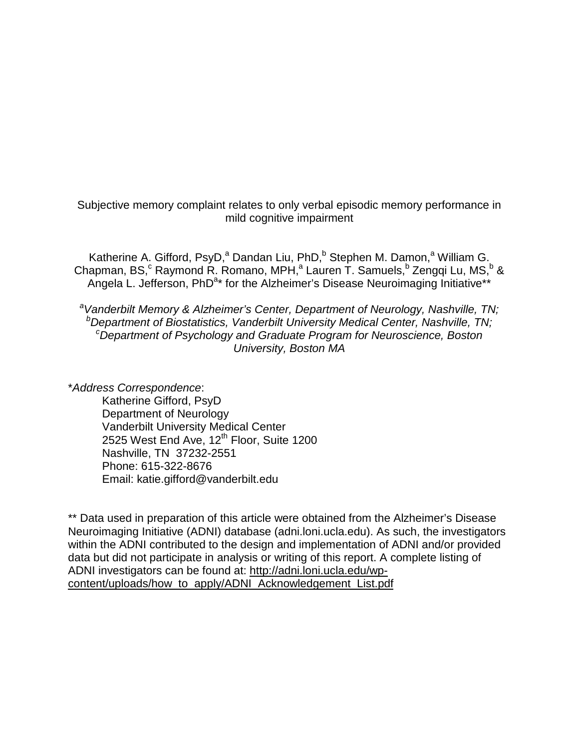# Subjective memory complaint relates to only verbal episodic memory performance in mild cognitive impairment

Katherine A. Gifford, PsyD,[a] Dandan Liu, PhD,[b] Stephen M. Damon,[a] William G. Chapman, BS,[c] Raymond R. Romano, MPH,[a] Lauren T. Samuels,[b] Zengqi Lu, MS,[b] & Angela L. Jefferson, PhD[a]* for the Alzheimer's Disease Neuroimaging Initiative**

[a]*Vanderbilt Memory & Alzheimer's Center, Department of Neurology, Nashville, TN;*
[b]*Department of Biostatistics, Vanderbilt University Medical Center, Nashville, TN;*
[c]*Department of Psychology and Graduate Program for Neuroscience, Boston University, Boston MA*

*\*Address Correspondence*:

Katherine Gifford, PsyD
Department of Neurology
Vanderbilt University Medical Center
2525 West End Ave, 12th Floor, Suite 1200
Nashville, TN 37232-2551
Phone: 615-322-8676
Email: katie.gifford@vanderbilt.edu

** Data used in preparation of this article were obtained from the Alzheimer's Disease Neuroimaging Initiative (ADNI) database (adni.loni.ucla.edu). As such, the investigators within the ADNI contributed to the design and implementation of ADNI and/or provided data but did not participate in analysis or writing of this report. A complete listing of ADNI investigators can be found at: http://adni.loni.ucla.edu/wp-content/uploads/how_to_apply/ADNI_Acknowledgement_List.pdf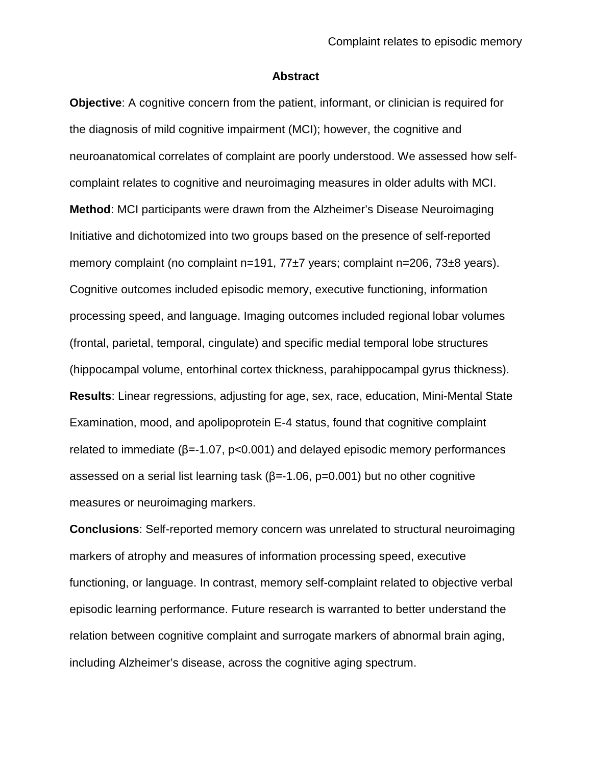## Abstract

**Objective**: A cognitive concern from the patient, informant, or clinician is required for the diagnosis of mild cognitive impairment (MCI); however, the cognitive and neuroanatomical correlates of complaint are poorly understood. We assessed how self-complaint relates to cognitive and neuroimaging measures in older adults with MCI.

**Method**: MCI participants were drawn from the Alzheimer's Disease Neuroimaging Initiative and dichotomized into two groups based on the presence of self-reported memory complaint (no complaint n=191, 77±7 years; complaint n=206, 73±8 years). Cognitive outcomes included episodic memory, executive functioning, information processing speed, and language. Imaging outcomes included regional lobar volumes (frontal, parietal, temporal, cingulate) and specific medial temporal lobe structures (hippocampal volume, entorhinal cortex thickness, parahippocampal gyrus thickness).

**Results**: Linear regressions, adjusting for age, sex, race, education, Mini-Mental State Examination, mood, and apolipoprotein E-4 status, found that cognitive complaint related to immediate ($\beta=-1.07$, $p<0.001$) and delayed episodic memory performances assessed on a serial list learning task ($\beta=-1.06$, $p=0.001$) but no other cognitive measures or neuroimaging markers.

**Conclusions**: Self-reported memory concern was unrelated to structural neuroimaging markers of atrophy and measures of information processing speed, executive functioning, or language. In contrast, memory self-complaint related to objective verbal episodic learning performance. Future research is warranted to better understand the relation between cognitive complaint and surrogate markers of abnormal brain aging, including Alzheimer's disease, across the cognitive aging spectrum.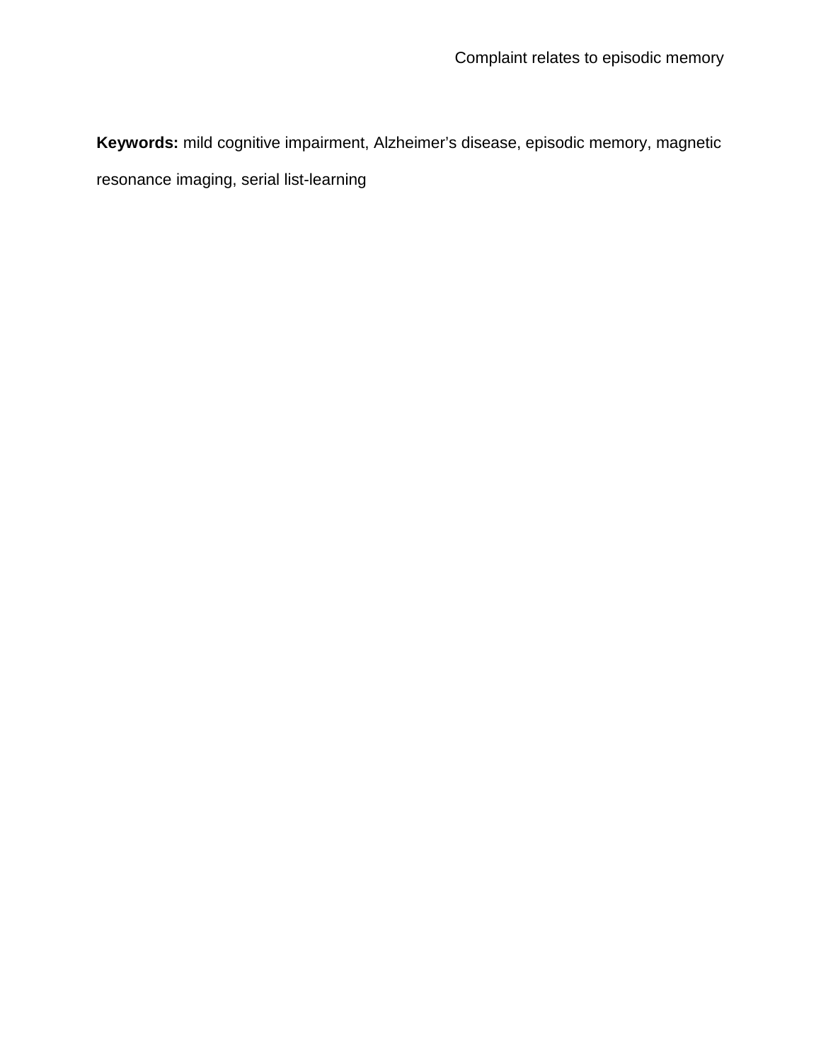**Keywords:** mild cognitive impairment, Alzheimer's disease, episodic memory, magnetic resonance imaging, serial list-learning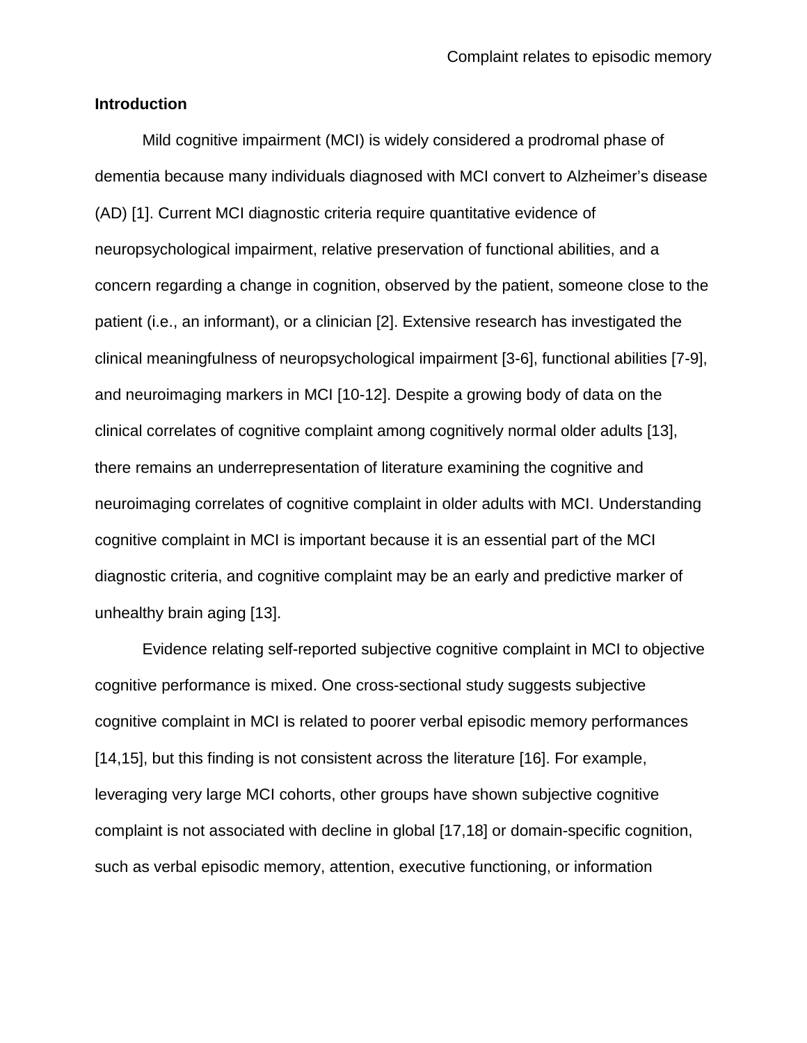## Introduction

Mild cognitive impairment (MCI) is widely considered a prodromal phase of dementia because many individuals diagnosed with MCI convert to Alzheimer's disease (AD) [1]. Current MCI diagnostic criteria require quantitative evidence of neuropsychological impairment, relative preservation of functional abilities, and a concern regarding a change in cognition, observed by the patient, someone close to the patient (i.e., an informant), or a clinician [2]. Extensive research has investigated the clinical meaningfulness of neuropsychological impairment [3-6], functional abilities [7-9], and neuroimaging markers in MCI [10-12]. Despite a growing body of data on the clinical correlates of cognitive complaint among cognitively normal older adults [13], there remains an underrepresentation of literature examining the cognitive and neuroimaging correlates of cognitive complaint in older adults with MCI. Understanding cognitive complaint in MCI is important because it is an essential part of the MCI diagnostic criteria, and cognitive complaint may be an early and predictive marker of unhealthy brain aging [13].

Evidence relating self-reported subjective cognitive complaint in MCI to objective cognitive performance is mixed. One cross-sectional study suggests subjective cognitive complaint in MCI is related to poorer verbal episodic memory performances [14,15], but this finding is not consistent across the literature [16]. For example, leveraging very large MCI cohorts, other groups have shown subjective cognitive complaint is not associated with decline in global [17,18] or domain-specific cognition, such as verbal episodic memory, attention, executive functioning, or information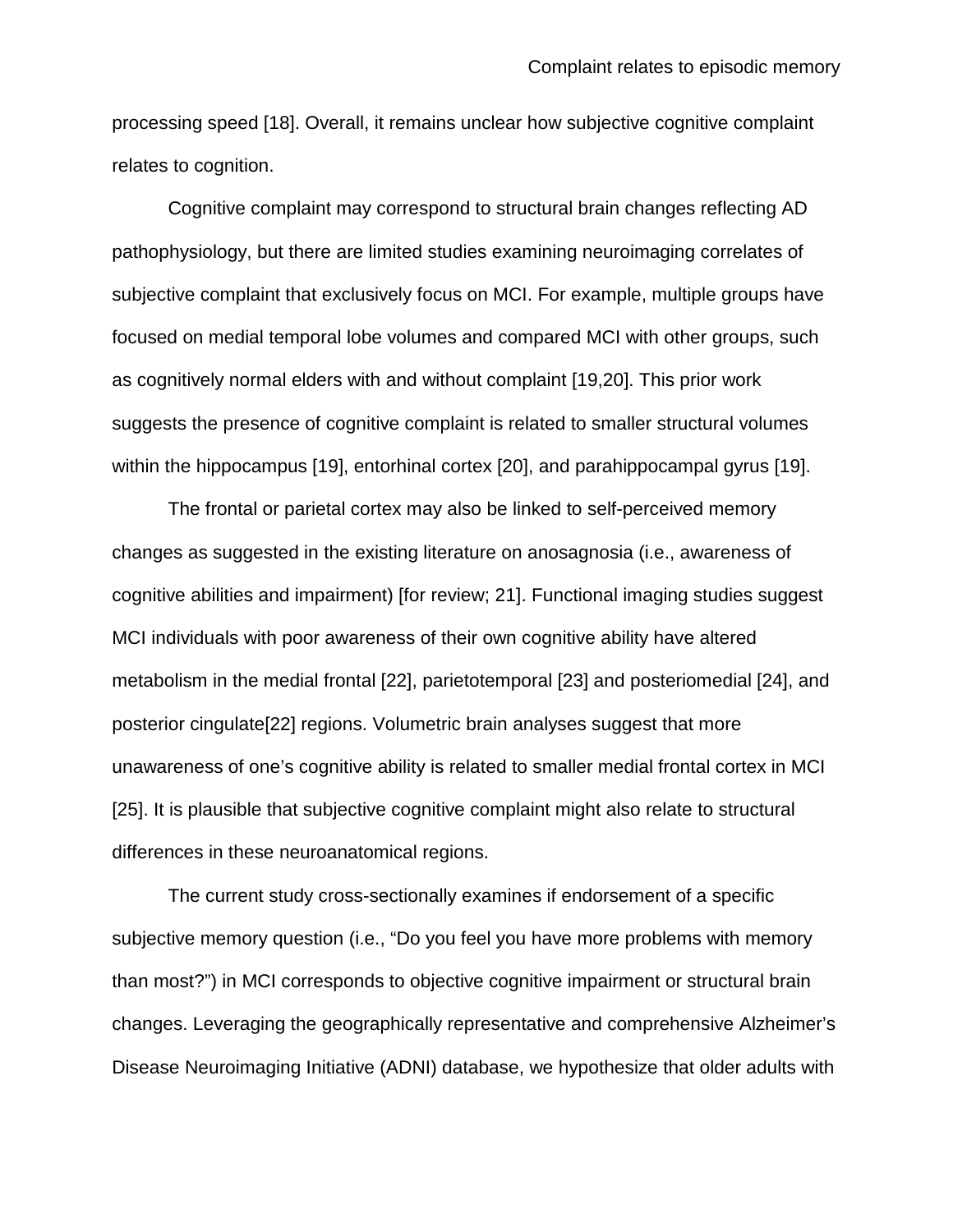processing speed [18]. Overall, it remains unclear how subjective cognitive complaint relates to cognition.

Cognitive complaint may correspond to structural brain changes reflecting AD pathophysiology, but there are limited studies examining neuroimaging correlates of subjective complaint that exclusively focus on MCI. For example, multiple groups have focused on medial temporal lobe volumes and compared MCI with other groups, such as cognitively normal elders with and without complaint [19,20]. This prior work suggests the presence of cognitive complaint is related to smaller structural volumes within the hippocampus [19], entorhinal cortex [20], and parahippocampal gyrus [19].

The frontal or parietal cortex may also be linked to self-perceived memory changes as suggested in the existing literature on anosagnosia (i.e., awareness of cognitive abilities and impairment) [for review; 21]. Functional imaging studies suggest MCI individuals with poor awareness of their own cognitive ability have altered metabolism in the medial frontal [22], parietotemporal [23] and posteriomedial [24], and posterior cingulate[22] regions. Volumetric brain analyses suggest that more unawareness of one's cognitive ability is related to smaller medial frontal cortex in MCI [25]. It is plausible that subjective cognitive complaint might also relate to structural differences in these neuroanatomical regions.

The current study cross-sectionally examines if endorsement of a specific subjective memory question (i.e., "Do you feel you have more problems with memory than most?") in MCI corresponds to objective cognitive impairment or structural brain changes. Leveraging the geographically representative and comprehensive Alzheimer's Disease Neuroimaging Initiative (ADNI) database, we hypothesize that older adults with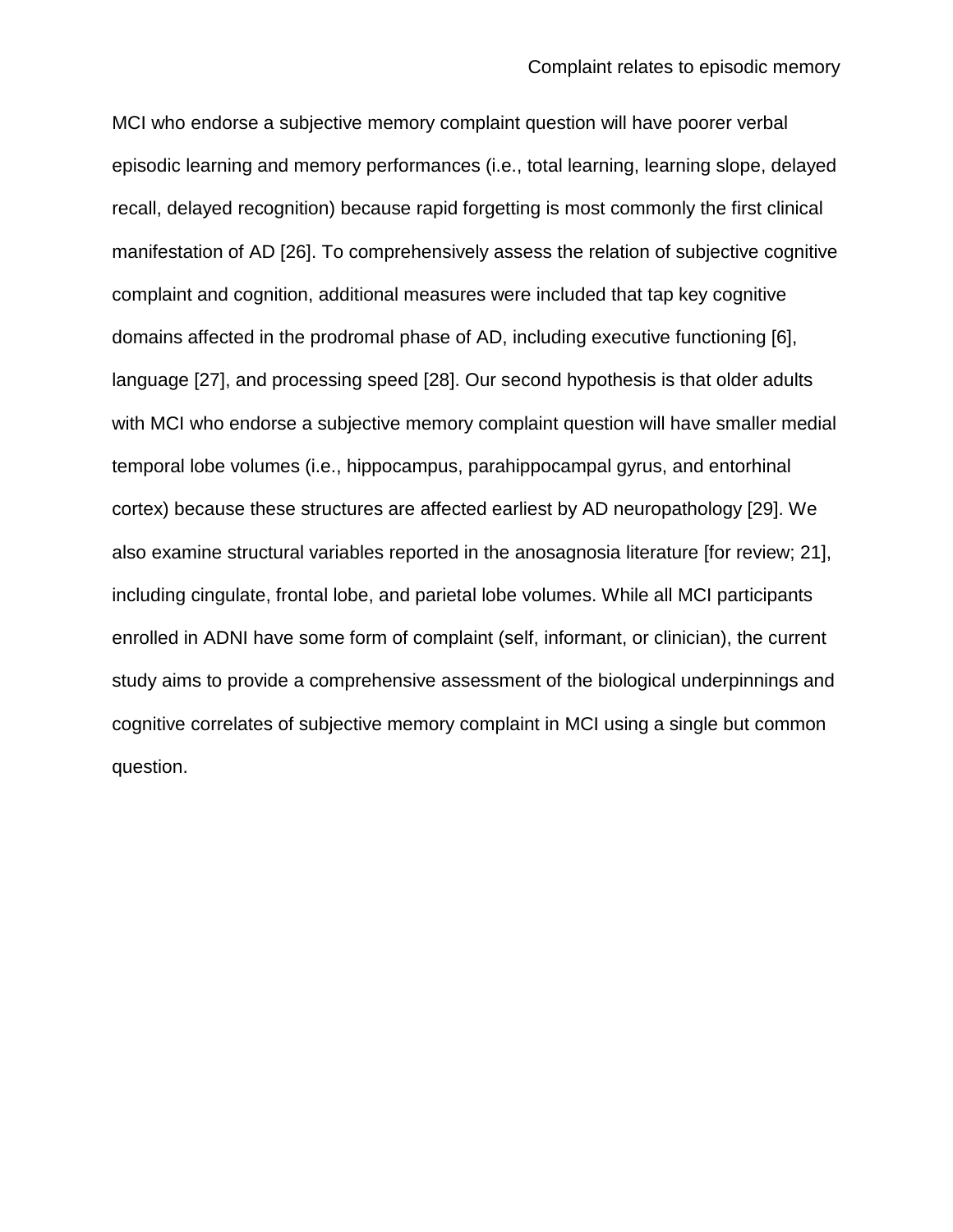MCI who endorse a subjective memory complaint question will have poorer verbal episodic learning and memory performances (i.e., total learning, learning slope, delayed recall, delayed recognition) because rapid forgetting is most commonly the first clinical manifestation of AD [26]. To comprehensively assess the relation of subjective cognitive complaint and cognition, additional measures were included that tap key cognitive domains affected in the prodromal phase of AD, including executive functioning [6], language [27], and processing speed [28]. Our second hypothesis is that older adults with MCI who endorse a subjective memory complaint question will have smaller medial temporal lobe volumes (i.e., hippocampus, parahippocampal gyrus, and entorhinal cortex) because these structures are affected earliest by AD neuropathology [29]. We also examine structural variables reported in the anosagnosia literature [for review; 21], including cingulate, frontal lobe, and parietal lobe volumes. While all MCI participants enrolled in ADNI have some form of complaint (self, informant, or clinician), the current study aims to provide a comprehensive assessment of the biological underpinnings and cognitive correlates of subjective memory complaint in MCI using a single but common question.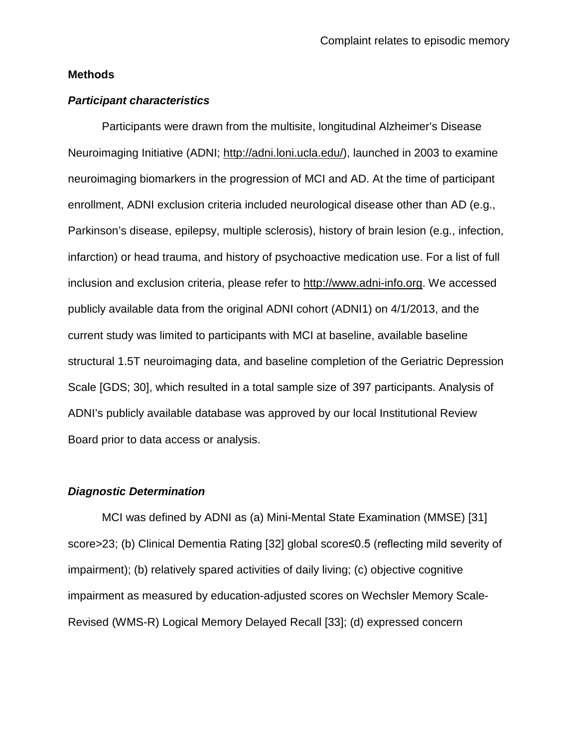## Methods

### *Participant characteristics*

Participants were drawn from the multisite, longitudinal Alzheimer's Disease Neuroimaging Initiative (ADNI; http://adni.loni.ucla.edu/), launched in 2003 to examine neuroimaging biomarkers in the progression of MCI and AD. At the time of participant enrollment, ADNI exclusion criteria included neurological disease other than AD (e.g., Parkinson's disease, epilepsy, multiple sclerosis), history of brain lesion (e.g., infection, infarction) or head trauma, and history of psychoactive medication use. For a list of full inclusion and exclusion criteria, please refer to http://www.adni-info.org. We accessed publicly available data from the original ADNI cohort (ADNI1) on 4/1/2013, and the current study was limited to participants with MCI at baseline, available baseline structural 1.5T neuroimaging data, and baseline completion of the Geriatric Depression Scale [GDS; 30], which resulted in a total sample size of 397 participants. Analysis of ADNI's publicly available database was approved by our local Institutional Review Board prior to data access or analysis.

### *Diagnostic Determination*

MCI was defined by ADNI as (a) Mini-Mental State Examination (MMSE) [31] score>23; (b) Clinical Dementia Rating [32] global score≤0.5 (reflecting mild severity of impairment); (b) relatively spared activities of daily living; (c) objective cognitive impairment as measured by education-adjusted scores on Wechsler Memory Scale-Revised (WMS-R) Logical Memory Delayed Recall [33]; (d) expressed concern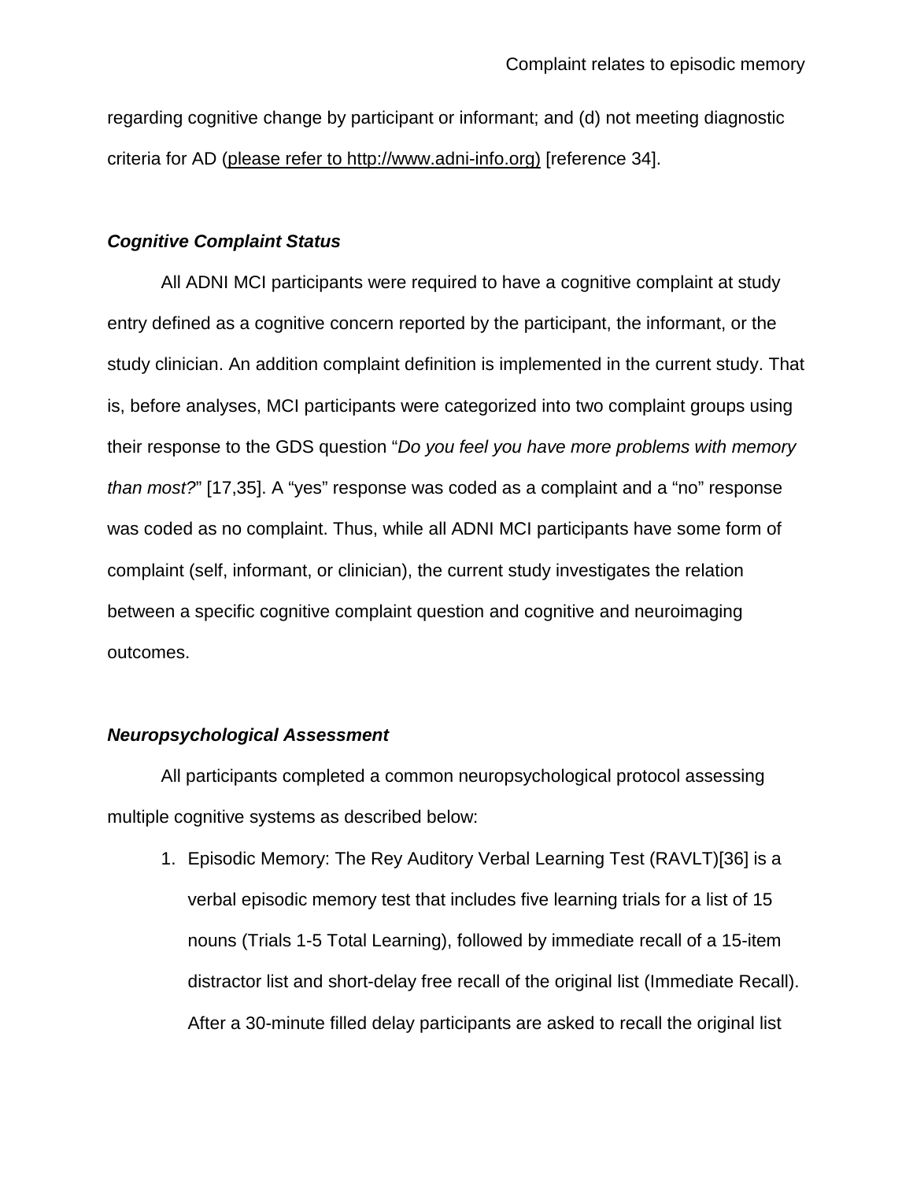regarding cognitive change by participant or informant; and (d) not meeting diagnostic criteria for AD (please refer to http://www.adni-info.org) [reference 34].

### *Cognitive Complaint Status*

All ADNI MCI participants were required to have a cognitive complaint at study entry defined as a cognitive concern reported by the participant, the informant, or the study clinician. An addition complaint definition is implemented in the current study. That is, before analyses, MCI participants were categorized into two complaint groups using their response to the GDS question "*Do you feel you have more problems with memory than most?*" [17,35]. A "yes" response was coded as a complaint and a "no" response was coded as no complaint. Thus, while all ADNI MCI participants have some form of complaint (self, informant, or clinician), the current study investigates the relation between a specific cognitive complaint question and cognitive and neuroimaging outcomes.

### *Neuropsychological Assessment*

All participants completed a common neuropsychological protocol assessing multiple cognitive systems as described below:

1. Episodic Memory: The Rey Auditory Verbal Learning Test (RAVLT)[36] is a verbal episodic memory test that includes five learning trials for a list of 15 nouns (Trials 1-5 Total Learning), followed by immediate recall of a 15-item distractor list and short-delay free recall of the original list (Immediate Recall). After a 30-minute filled delay participants are asked to recall the original list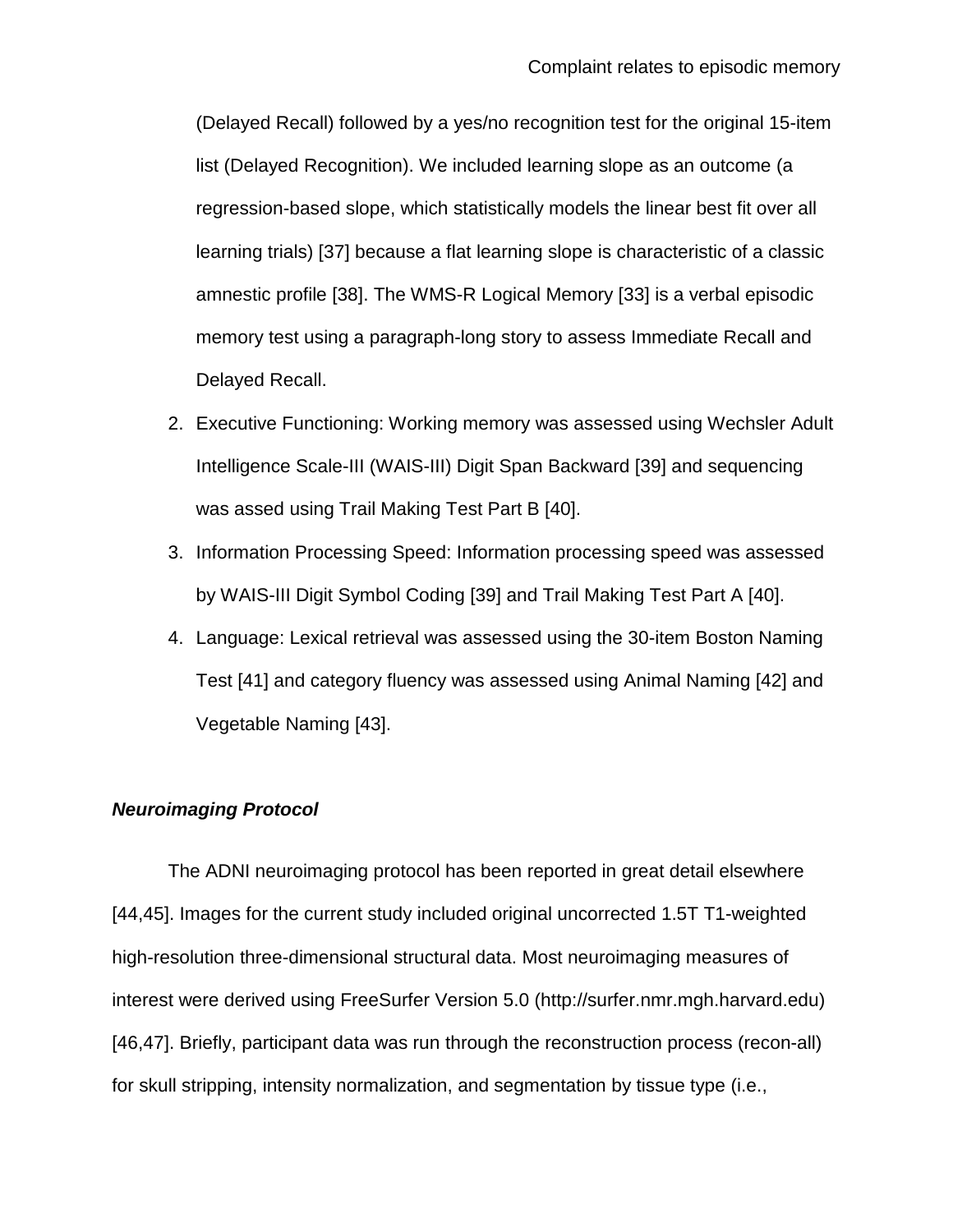(Delayed Recall) followed by a yes/no recognition test for the original 15-item list (Delayed Recognition). We included learning slope as an outcome (a regression-based slope, which statistically models the linear best fit over all learning trials) [37] because a flat learning slope is characteristic of a classic amnestic profile [38]. The WMS-R Logical Memory [33] is a verbal episodic memory test using a paragraph-long story to assess Immediate Recall and Delayed Recall.

2. Executive Functioning: Working memory was assessed using Wechsler Adult Intelligence Scale-III (WAIS-III) Digit Span Backward [39] and sequencing was assed using Trail Making Test Part B [40].
3. Information Processing Speed: Information processing speed was assessed by WAIS-III Digit Symbol Coding [39] and Trail Making Test Part A [40].
4. Language: Lexical retrieval was assessed using the 30-item Boston Naming Test [41] and category fluency was assessed using Animal Naming [42] and Vegetable Naming [43].

***Neuroimaging Protocol***

The ADNI neuroimaging protocol has been reported in great detail elsewhere [44,45]. Images for the current study included original uncorrected 1.5T T1-weighted high-resolution three-dimensional structural data. Most neuroimaging measures of interest were derived using FreeSurfer Version 5.0 (http://surfer.nmr.mgh.harvard.edu) [46,47]. Briefly, participant data was run through the reconstruction process (recon-all) for skull stripping, intensity normalization, and segmentation by tissue type (i.e.,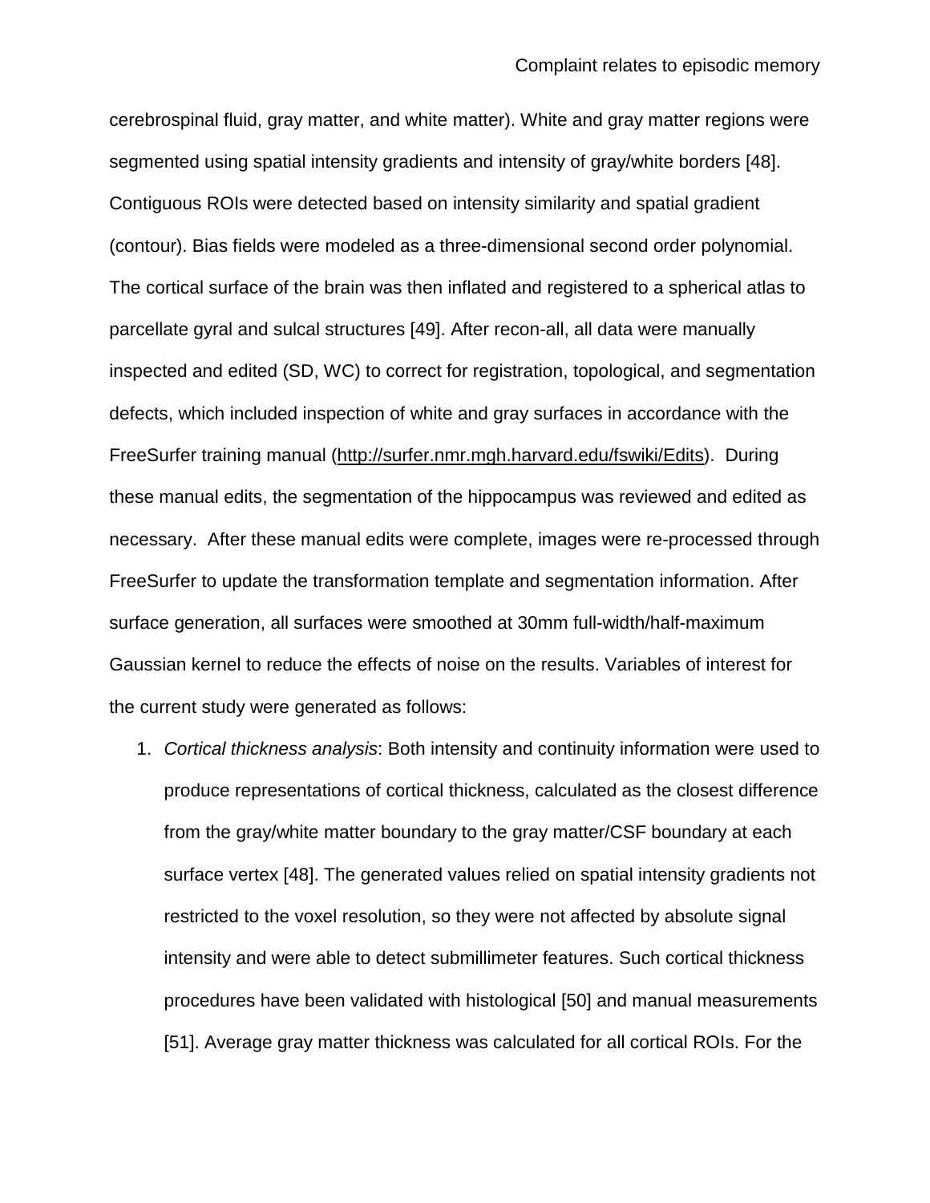cerebrospinal fluid, gray matter, and white matter). White and gray matter regions were segmented using spatial intensity gradients and intensity of gray/white borders [48]. Contiguous ROIs were detected based on intensity similarity and spatial gradient (contour). Bias fields were modeled as a three-dimensional second order polynomial. The cortical surface of the brain was then inflated and registered to a spherical atlas to parcellate gyral and sulcal structures [49]. After recon-all, all data were manually inspected and edited (SD, WC) to correct for registration, topological, and segmentation defects, which included inspection of white and gray surfaces in accordance with the FreeSurfer training manual (http://surfer.nmr.mgh.harvard.edu/fswiki/Edits). During these manual edits, the segmentation of the hippocampus was reviewed and edited as necessary. After these manual edits were complete, images were re-processed through FreeSurfer to update the transformation template and segmentation information. After surface generation, all surfaces were smoothed at 30mm full-width/half-maximum Gaussian kernel to reduce the effects of noise on the results. Variables of interest for the current study were generated as follows:

1. *Cortical thickness analysis*: Both intensity and continuity information were used to produce representations of cortical thickness, calculated as the closest difference from the gray/white matter boundary to the gray matter/CSF boundary at each surface vertex [48]. The generated values relied on spatial intensity gradients not restricted to the voxel resolution, so they were not affected by absolute signal intensity and were able to detect submillimeter features. Such cortical thickness procedures have been validated with histological [50] and manual measurements [51]. Average gray matter thickness was calculated for all cortical ROIs. For the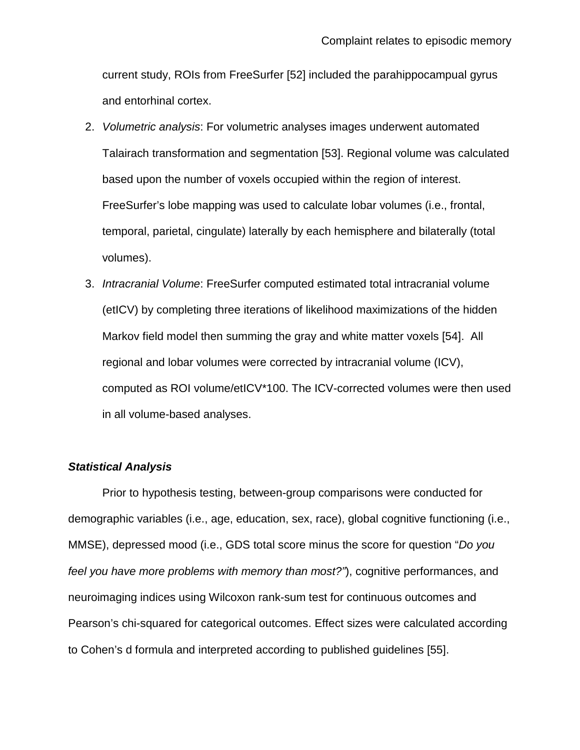current study, ROIs from FreeSurfer [52] included the parahippocampual gyrus and entorhinal cortex.

2. *Volumetric analysis*: For volumetric analyses images underwent automated Talairach transformation and segmentation [53]. Regional volume was calculated based upon the number of voxels occupied within the region of interest. FreeSurfer's lobe mapping was used to calculate lobar volumes (i.e., frontal, temporal, parietal, cingulate) laterally by each hemisphere and bilaterally (total volumes).
3. *Intracranial Volume*: FreeSurfer computed estimated total intracranial volume (etICV) by completing three iterations of likelihood maximizations of the hidden Markov field model then summing the gray and white matter voxels [54]. All regional and lobar volumes were corrected by intracranial volume (ICV), computed as ROI volume/etICV*100. The ICV-corrected volumes were then used in all volume-based analyses.

### *Statistical Analysis*

Prior to hypothesis testing, between-group comparisons were conducted for demographic variables (i.e., age, education, sex, race), global cognitive functioning (i.e., MMSE), depressed mood (i.e., GDS total score minus the score for question "*Do you feel you have more problems with memory than most?"*), cognitive performances, and neuroimaging indices using Wilcoxon rank-sum test for continuous outcomes and Pearson's chi-squared for categorical outcomes. Effect sizes were calculated according to Cohen's d formula and interpreted according to published guidelines [55].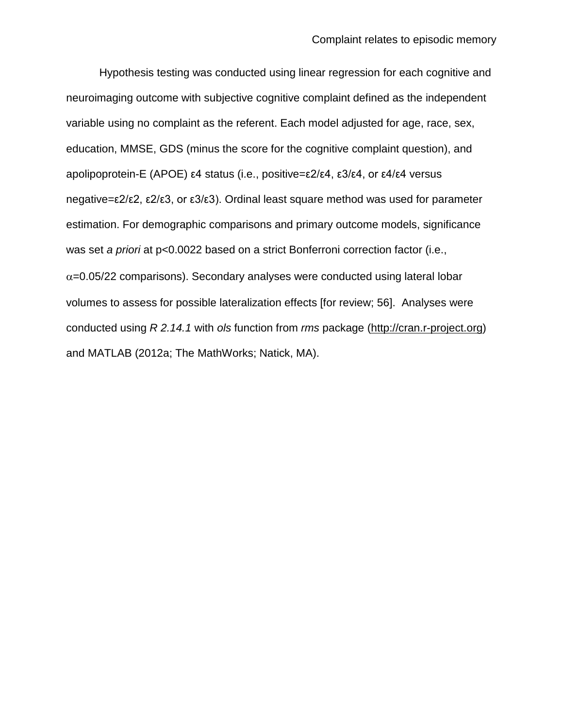Hypothesis testing was conducted using linear regression for each cognitive and neuroimaging outcome with subjective cognitive complaint defined as the independent variable using no complaint as the referent. Each model adjusted for age, race, sex, education, MMSE, GDS (minus the score for the cognitive complaint question), and apolipoprotein-E (APOE) ε4 status (i.e., positive=ε2/ε4, ε3/ε4, or ε4/ε4 versus negative=ε2/ε2, ε2/ε3, or ε3/ε3). Ordinal least square method was used for parameter estimation. For demographic comparisons and primary outcome models, significance was set *a priori* at $p<0.0022$ based on a strict Bonferroni correction factor (i.e., $\alpha=0.05/22$ comparisons). Secondary analyses were conducted using lateral lobar volumes to assess for possible lateralization effects [for review; 56]. Analyses were conducted using *R 2.14.1* with *ols* function from *rms* package (http://cran.r-project.org) and MATLAB (2012a; The MathWorks; Natick, MA).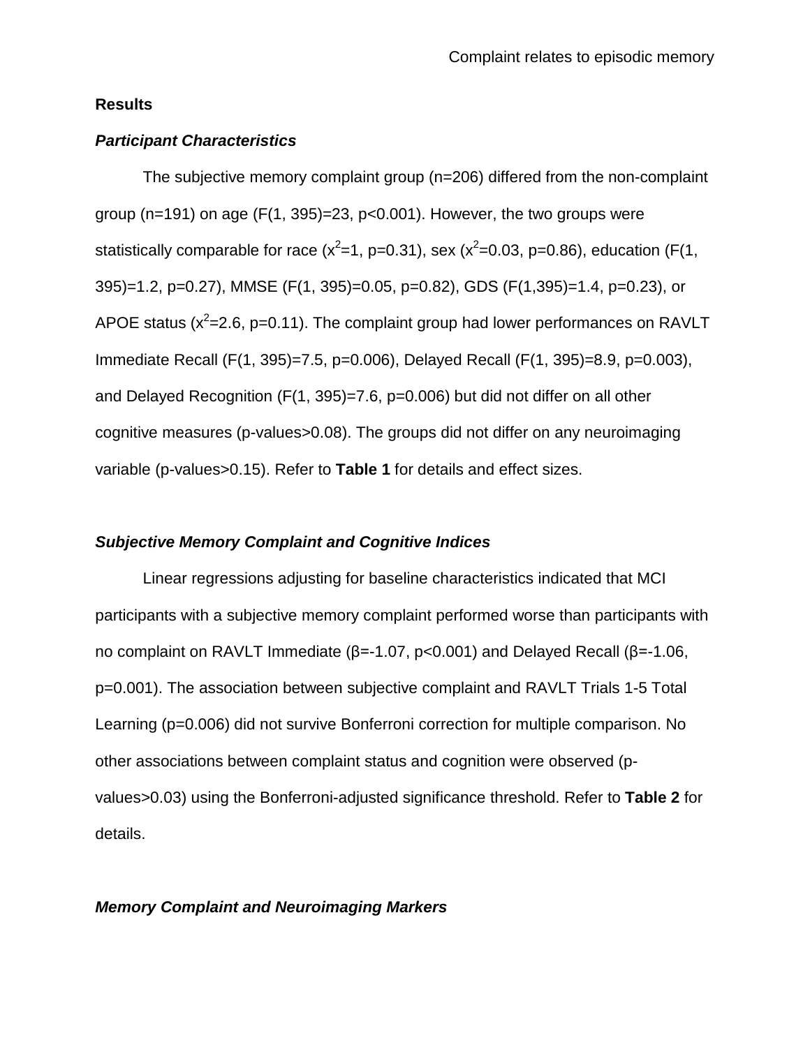## Results

### *Participant Characteristics*

The subjective memory complaint group (n=206) differed from the non-complaint group (n=191) on age ($F(1, 395)=23$, $p<0.001$). However, the two groups were statistically comparable for race ($x^2=1$, $p=0.31$), sex ($x^2=0.03$, $p=0.86$), education ($F(1, 395)=1.2$, $p=0.27$), MMSE ($F(1, 395)=0.05$, $p=0.82$), GDS ($F(1,395)=1.4$, $p=0.23$), or APOE status ($x^2=2.6$, $p=0.11$). The complaint group had lower performances on RAVLT Immediate Recall ($F(1, 395)=7.5$, $p=0.006$), Delayed Recall ($F(1, 395)=8.9$, $p=0.003$), and Delayed Recognition ($F(1, 395)=7.6$, $p=0.006$) but did not differ on all other cognitive measures (p-values>0.08). The groups did not differ on any neuroimaging variable (p-values>0.15). Refer to **Table 1** for details and effect sizes.

### *Subjective Memory Complaint and Cognitive Indices*

Linear regressions adjusting for baseline characteristics indicated that MCI participants with a subjective memory complaint performed worse than participants with no complaint on RAVLT Immediate ($\beta=-1.07$, $p<0.001$) and Delayed Recall ($\beta=-1.06$, $p=0.001$). The association between subjective complaint and RAVLT Trials 1-5 Total Learning ($p=0.006$) did not survive Bonferroni correction for multiple comparison. No other associations between complaint status and cognition were observed (p-values>0.03) using the Bonferroni-adjusted significance threshold. Refer to **Table 2** for details.

### *Memory Complaint and Neuroimaging Markers*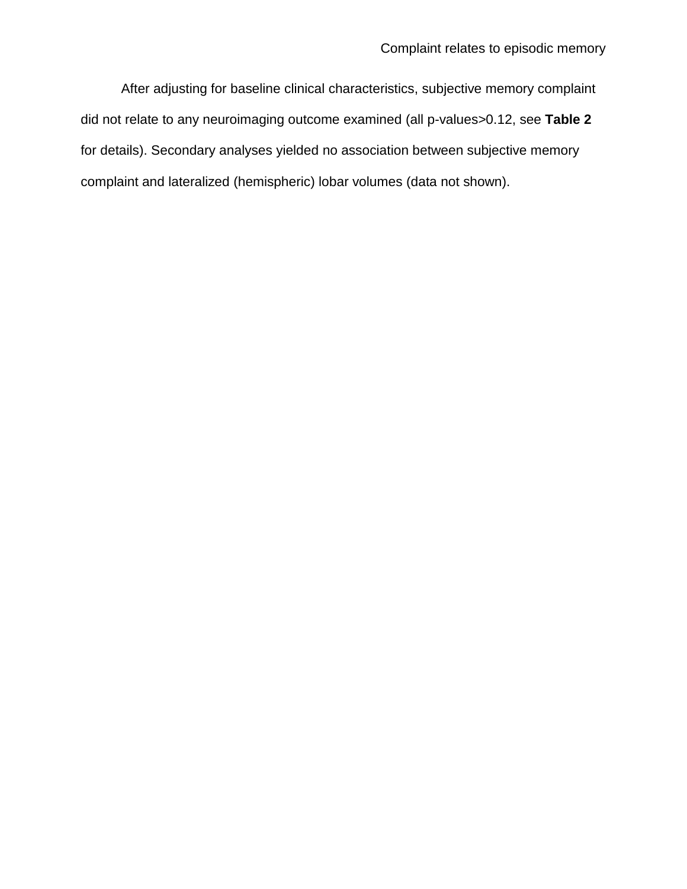After adjusting for baseline clinical characteristics, subjective memory complaint did not relate to any neuroimaging outcome examined (all p-values>0.12, see **Table 2** for details). Secondary analyses yielded no association between subjective memory complaint and lateralized (hemispheric) lobar volumes (data not shown).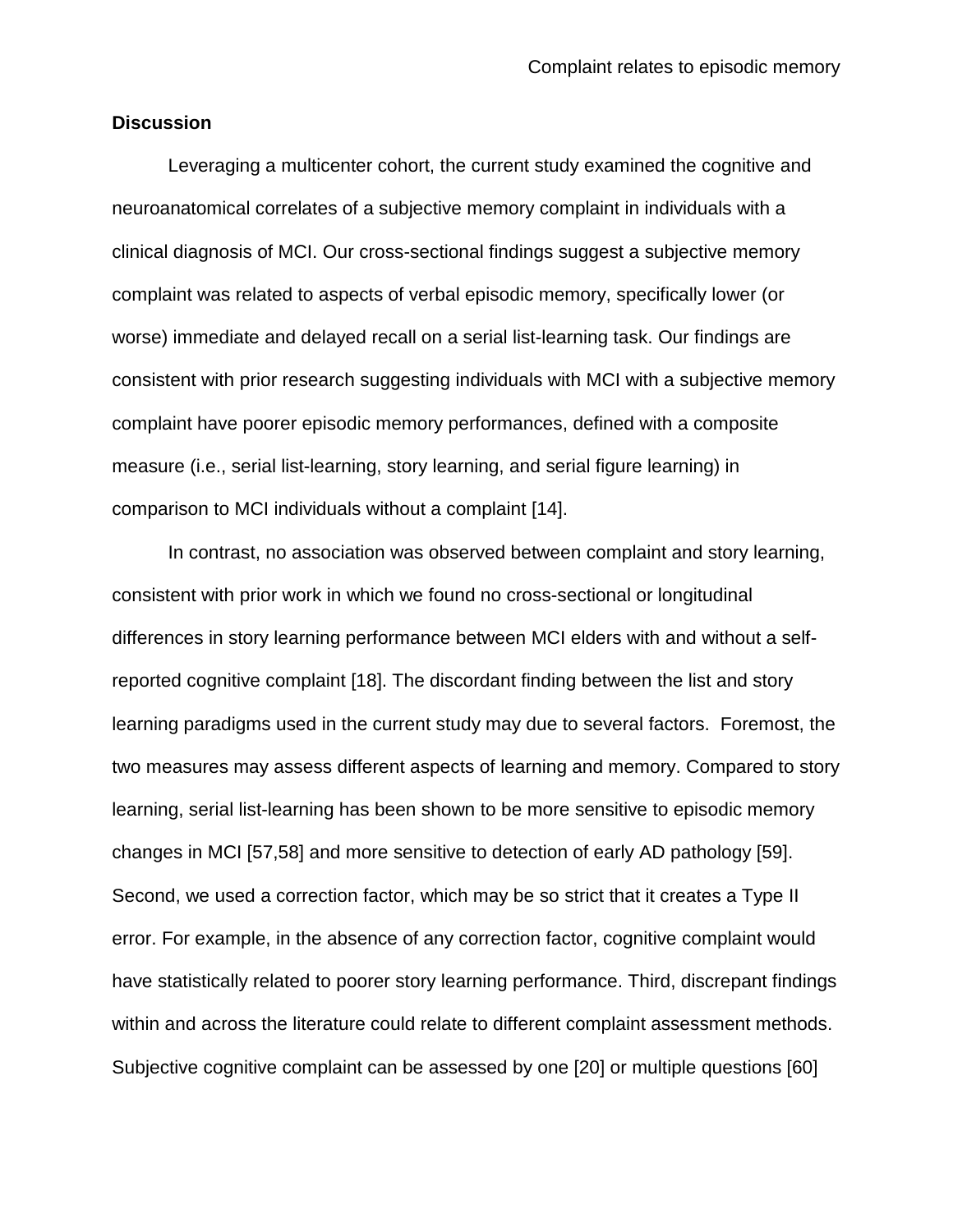## Discussion

Leveraging a multicenter cohort, the current study examined the cognitive and neuroanatomical correlates of a subjective memory complaint in individuals with a clinical diagnosis of MCI. Our cross-sectional findings suggest a subjective memory complaint was related to aspects of verbal episodic memory, specifically lower (or worse) immediate and delayed recall on a serial list-learning task. Our findings are consistent with prior research suggesting individuals with MCI with a subjective memory complaint have poorer episodic memory performances, defined with a composite measure (i.e., serial list-learning, story learning, and serial figure learning) in comparison to MCI individuals without a complaint [14].

In contrast, no association was observed between complaint and story learning, consistent with prior work in which we found no cross-sectional or longitudinal differences in story learning performance between MCI elders with and without a self-reported cognitive complaint [18]. The discordant finding between the list and story learning paradigms used in the current study may due to several factors. Foremost, the two measures may assess different aspects of learning and memory. Compared to story learning, serial list-learning has been shown to be more sensitive to episodic memory changes in MCI [57,58] and more sensitive to detection of early AD pathology [59]. Second, we used a correction factor, which may be so strict that it creates a Type II error. For example, in the absence of any correction factor, cognitive complaint would have statistically related to poorer story learning performance. Third, discrepant findings within and across the literature could relate to different complaint assessment methods. Subjective cognitive complaint can be assessed by one [20] or multiple questions [60]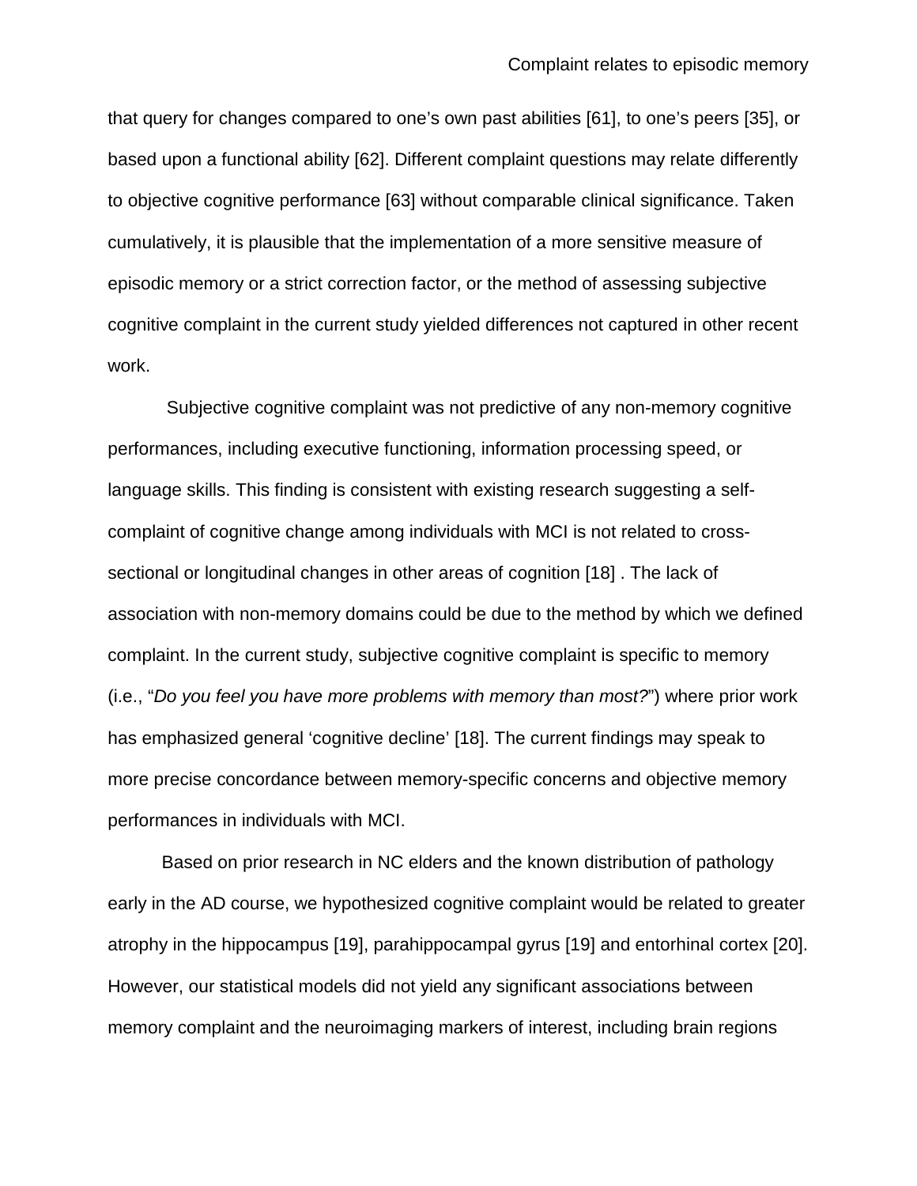that query for changes compared to one's own past abilities [61], to one's peers [35], or based upon a functional ability [62]. Different complaint questions may relate differently to objective cognitive performance [63] without comparable clinical significance. Taken cumulatively, it is plausible that the implementation of a more sensitive measure of episodic memory or a strict correction factor, or the method of assessing subjective cognitive complaint in the current study yielded differences not captured in other recent work.

Subjective cognitive complaint was not predictive of any non-memory cognitive performances, including executive functioning, information processing speed, or language skills. This finding is consistent with existing research suggesting a self-complaint of cognitive change among individuals with MCI is not related to cross-sectional or longitudinal changes in other areas of cognition [18] . The lack of association with non-memory domains could be due to the method by which we defined complaint. In the current study, subjective cognitive complaint is specific to memory (i.e., "*Do you feel you have more problems with memory than most?*") where prior work has emphasized general 'cognitive decline' [18]. The current findings may speak to more precise concordance between memory-specific concerns and objective memory performances in individuals with MCI.

Based on prior research in NC elders and the known distribution of pathology early in the AD course, we hypothesized cognitive complaint would be related to greater atrophy in the hippocampus [19], parahippocampal gyrus [19] and entorhinal cortex [20]. However, our statistical models did not yield any significant associations between memory complaint and the neuroimaging markers of interest, including brain regions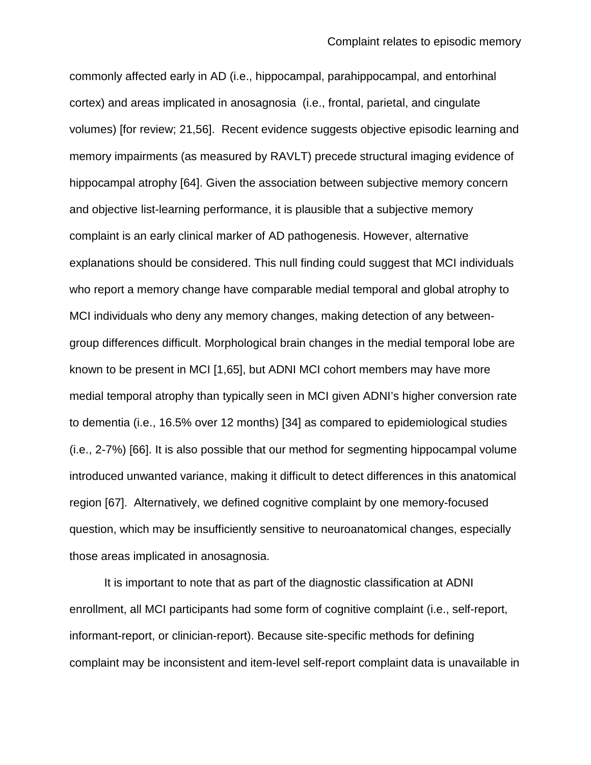commonly affected early in AD (i.e., hippocampal, parahippocampal, and entorhinal cortex) and areas implicated in anosagnosia (i.e., frontal, parietal, and cingulate volumes) [for review; 21,56]. Recent evidence suggests objective episodic learning and memory impairments (as measured by RAVLT) precede structural imaging evidence of hippocampal atrophy [64]. Given the association between subjective memory concern and objective list-learning performance, it is plausible that a subjective memory complaint is an early clinical marker of AD pathogenesis. However, alternative explanations should be considered. This null finding could suggest that MCI individuals who report a memory change have comparable medial temporal and global atrophy to MCI individuals who deny any memory changes, making detection of any between-group differences difficult. Morphological brain changes in the medial temporal lobe are known to be present in MCI [1,65], but ADNI MCI cohort members may have more medial temporal atrophy than typically seen in MCI given ADNI's higher conversion rate to dementia (i.e., 16.5% over 12 months) [34] as compared to epidemiological studies (i.e., 2-7%) [66]. It is also possible that our method for segmenting hippocampal volume introduced unwanted variance, making it difficult to detect differences in this anatomical region [67]. Alternatively, we defined cognitive complaint by one memory-focused question, which may be insufficiently sensitive to neuroanatomical changes, especially those areas implicated in anosagnosia.

It is important to note that as part of the diagnostic classification at ADNI enrollment, all MCI participants had some form of cognitive complaint (i.e., self-report, informant-report, or clinician-report). Because site-specific methods for defining complaint may be inconsistent and item-level self-report complaint data is unavailable in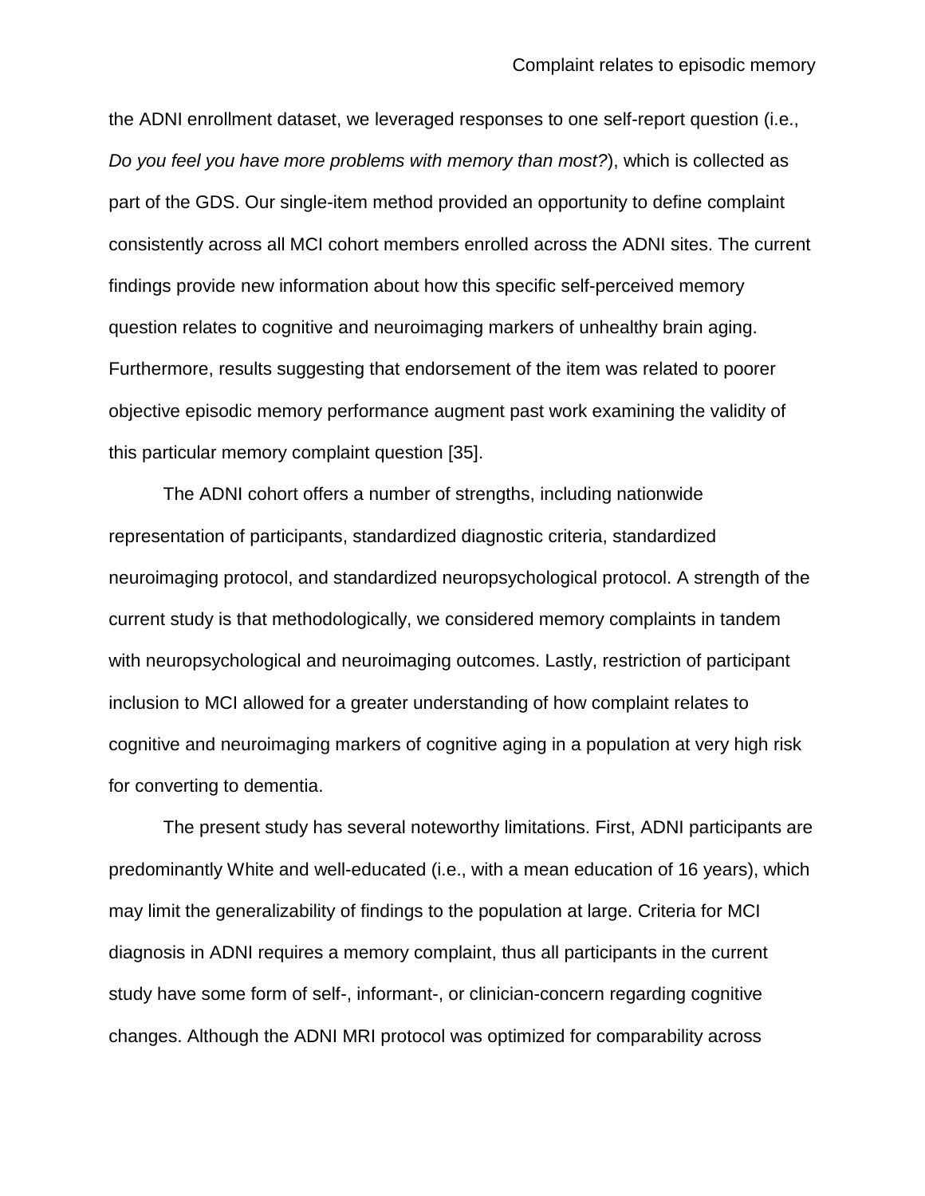the ADNI enrollment dataset, we leveraged responses to one self-report question (i.e., *Do you feel you have more problems with memory than most?*), which is collected as part of the GDS. Our single-item method provided an opportunity to define complaint consistently across all MCI cohort members enrolled across the ADNI sites. The current findings provide new information about how this specific self-perceived memory question relates to cognitive and neuroimaging markers of unhealthy brain aging. Furthermore, results suggesting that endorsement of the item was related to poorer objective episodic memory performance augment past work examining the validity of this particular memory complaint question [35].

The ADNI cohort offers a number of strengths, including nationwide representation of participants, standardized diagnostic criteria, standardized neuroimaging protocol, and standardized neuropsychological protocol. A strength of the current study is that methodologically, we considered memory complaints in tandem with neuropsychological and neuroimaging outcomes. Lastly, restriction of participant inclusion to MCI allowed for a greater understanding of how complaint relates to cognitive and neuroimaging markers of cognitive aging in a population at very high risk for converting to dementia.

The present study has several noteworthy limitations. First, ADNI participants are predominantly White and well-educated (i.e., with a mean education of 16 years), which may limit the generalizability of findings to the population at large. Criteria for MCI diagnosis in ADNI requires a memory complaint, thus all participants in the current study have some form of self-, informant-, or clinician-concern regarding cognitive changes. Although the ADNI MRI protocol was optimized for comparability across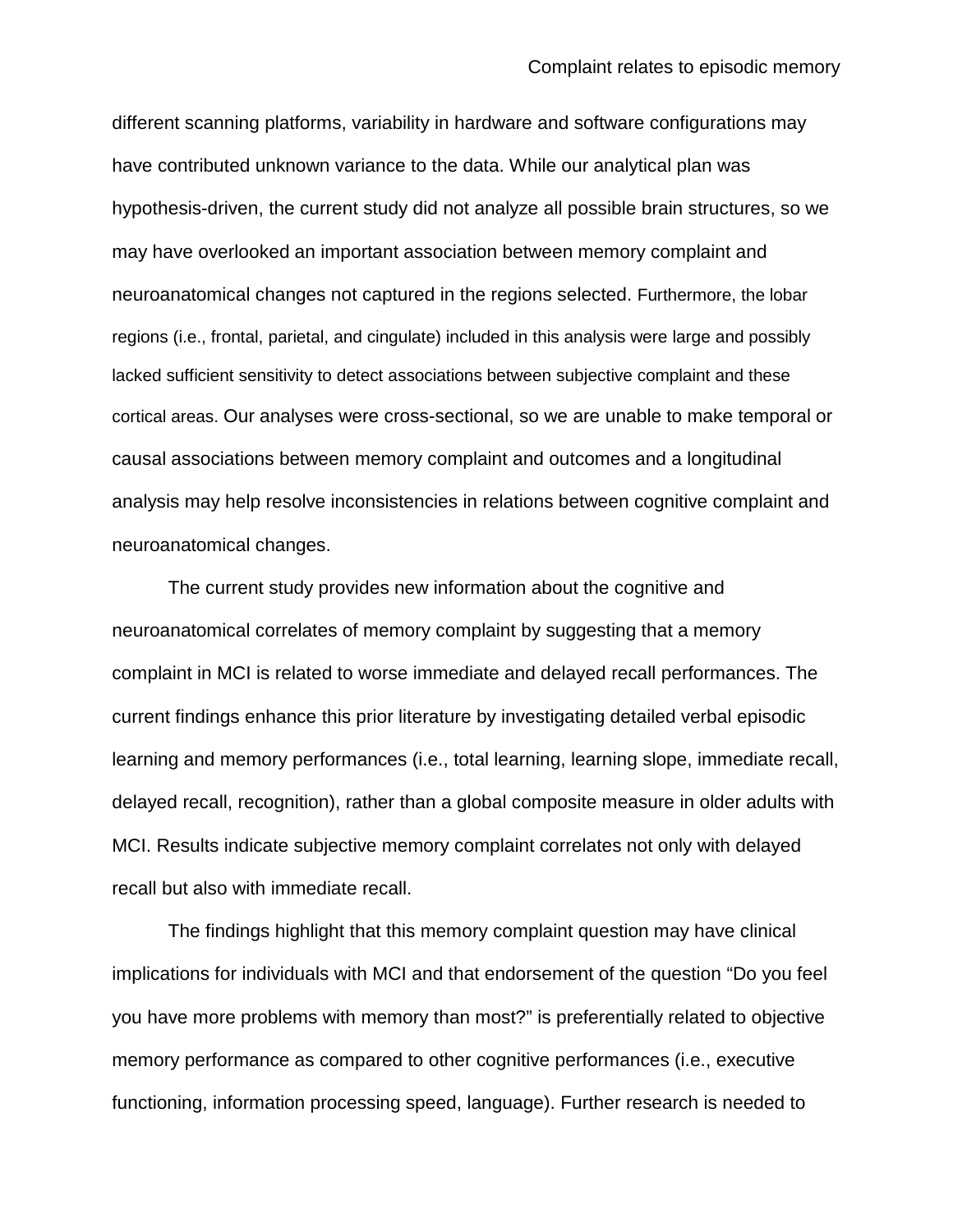different scanning platforms, variability in hardware and software configurations may have contributed unknown variance to the data. While our analytical plan was hypothesis-driven, the current study did not analyze all possible brain structures, so we may have overlooked an important association between memory complaint and neuroanatomical changes not captured in the regions selected. Furthermore, the lobar regions (i.e., frontal, parietal, and cingulate) included in this analysis were large and possibly lacked sufficient sensitivity to detect associations between subjective complaint and these cortical areas. Our analyses were cross-sectional, so we are unable to make temporal or causal associations between memory complaint and outcomes and a longitudinal analysis may help resolve inconsistencies in relations between cognitive complaint and neuroanatomical changes.

The current study provides new information about the cognitive and neuroanatomical correlates of memory complaint by suggesting that a memory complaint in MCI is related to worse immediate and delayed recall performances. The current findings enhance this prior literature by investigating detailed verbal episodic learning and memory performances (i.e., total learning, learning slope, immediate recall, delayed recall, recognition), rather than a global composite measure in older adults with MCI. Results indicate subjective memory complaint correlates not only with delayed recall but also with immediate recall.

The findings highlight that this memory complaint question may have clinical implications for individuals with MCI and that endorsement of the question "Do you feel you have more problems with memory than most?" is preferentially related to objective memory performance as compared to other cognitive performances (i.e., executive functioning, information processing speed, language). Further research is needed to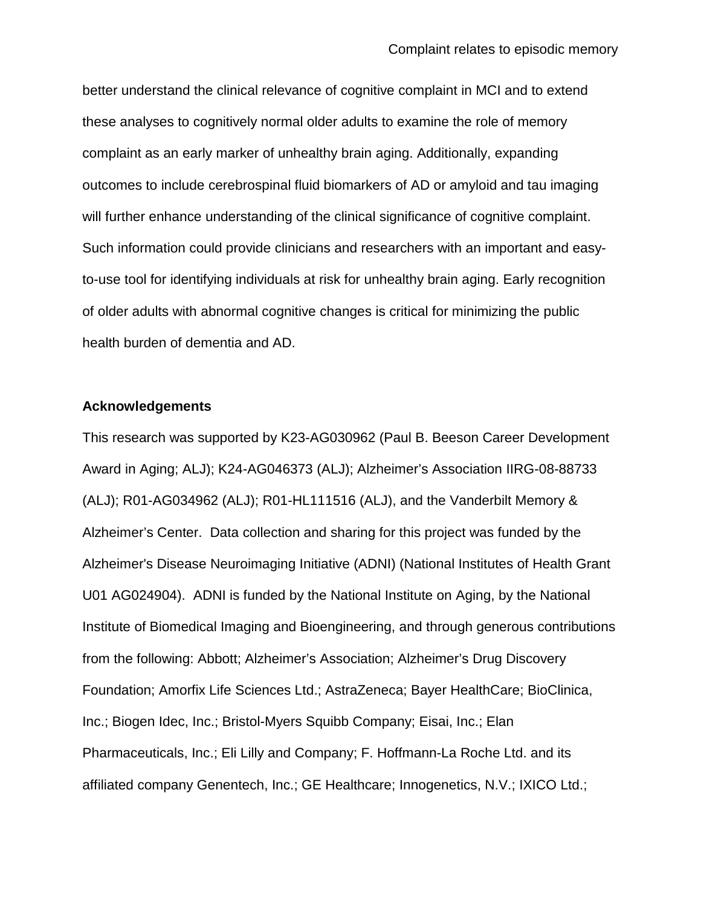better understand the clinical relevance of cognitive complaint in MCI and to extend these analyses to cognitively normal older adults to examine the role of memory complaint as an early marker of unhealthy brain aging. Additionally, expanding outcomes to include cerebrospinal fluid biomarkers of AD or amyloid and tau imaging will further enhance understanding of the clinical significance of cognitive complaint. Such information could provide clinicians and researchers with an important and easy-to-use tool for identifying individuals at risk for unhealthy brain aging. Early recognition of older adults with abnormal cognitive changes is critical for minimizing the public health burden of dementia and AD.

**Acknowledgements**

This research was supported by K23-AG030962 (Paul B. Beeson Career Development Award in Aging; ALJ); K24-AG046373 (ALJ); Alzheimer's Association IIRG-08-88733 (ALJ); R01-AG034962 (ALJ); R01-HL111516 (ALJ), and the Vanderbilt Memory & Alzheimer's Center. Data collection and sharing for this project was funded by the Alzheimer's Disease Neuroimaging Initiative (ADNI) (National Institutes of Health Grant U01 AG024904). ADNI is funded by the National Institute on Aging, by the National Institute of Biomedical Imaging and Bioengineering, and through generous contributions from the following: Abbott; Alzheimer's Association; Alzheimer's Drug Discovery Foundation; Amorfix Life Sciences Ltd.; AstraZeneca; Bayer HealthCare; BioClinica, Inc.; Biogen Idec, Inc.; Bristol-Myers Squibb Company; Eisai, Inc.; Elan Pharmaceuticals, Inc.; Eli Lilly and Company; F. Hoffmann-La Roche Ltd. and its affiliated company Genentech, Inc.; GE Healthcare; Innogenetics, N.V.; IXICO Ltd.;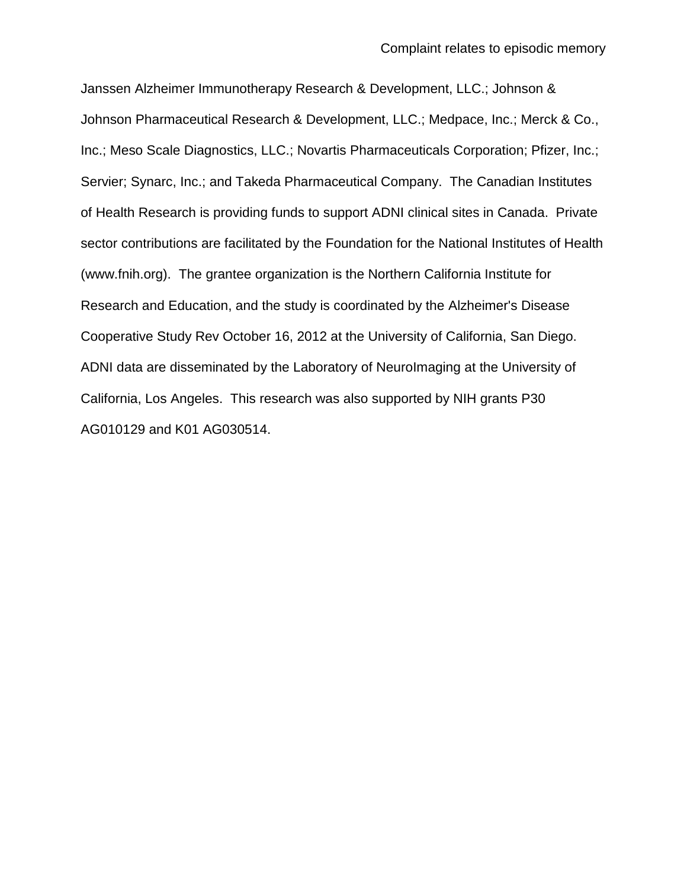Janssen Alzheimer Immunotherapy Research & Development, LLC.; Johnson & Johnson Pharmaceutical Research & Development, LLC.; Medpace, Inc.; Merck & Co., Inc.; Meso Scale Diagnostics, LLC.; Novartis Pharmaceuticals Corporation; Pfizer, Inc.; Servier; Synarc, Inc.; and Takeda Pharmaceutical Company. The Canadian Institutes of Health Research is providing funds to support ADNI clinical sites in Canada. Private sector contributions are facilitated by the Foundation for the National Institutes of Health (www.fnih.org). The grantee organization is the Northern California Institute for Research and Education, and the study is coordinated by the Alzheimer's Disease Cooperative Study Rev October 16, 2012 at the University of California, San Diego. ADNI data are disseminated by the Laboratory of NeuroImaging at the University of California, Los Angeles. This research was also supported by NIH grants P30 AG010129 and K01 AG030514.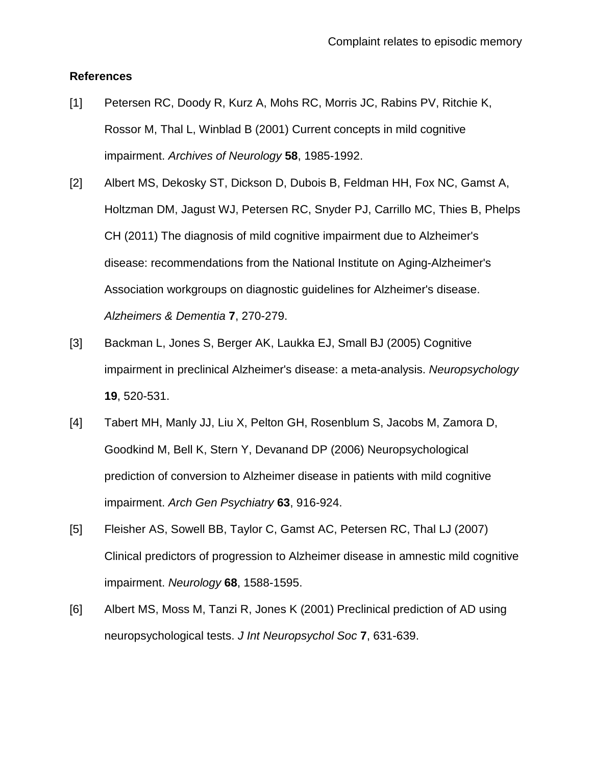**References**

[1] Petersen RC, Doody R, Kurz A, Mohs RC, Morris JC, Rabins PV, Ritchie K, Rossor M, Thal L, Winblad B (2001) Current concepts in mild cognitive impairment. *Archives of Neurology* **58**, 1985-1992.

[2] Albert MS, Dekosky ST, Dickson D, Dubois B, Feldman HH, Fox NC, Gamst A, Holtzman DM, Jagust WJ, Petersen RC, Snyder PJ, Carrillo MC, Thies B, Phelps CH (2011) The diagnosis of mild cognitive impairment due to Alzheimer's disease: recommendations from the National Institute on Aging-Alzheimer's Association workgroups on diagnostic guidelines for Alzheimer's disease. *Alzheimers & Dementia* **7**, 270-279.

[3] Backman L, Jones S, Berger AK, Laukka EJ, Small BJ (2005) Cognitive impairment in preclinical Alzheimer's disease: a meta-analysis. *Neuropsychology* **19**, 520-531.

[4] Tabert MH, Manly JJ, Liu X, Pelton GH, Rosenblum S, Jacobs M, Zamora D, Goodkind M, Bell K, Stern Y, Devanand DP (2006) Neuropsychological prediction of conversion to Alzheimer disease in patients with mild cognitive impairment. *Arch Gen Psychiatry* **63**, 916-924.

[5] Fleisher AS, Sowell BB, Taylor C, Gamst AC, Petersen RC, Thal LJ (2007) Clinical predictors of progression to Alzheimer disease in amnestic mild cognitive impairment. *Neurology* **68**, 1588-1595.

[6] Albert MS, Moss M, Tanzi R, Jones K (2001) Preclinical prediction of AD using neuropsychological tests. *J Int Neuropsychol Soc* **7**, 631-639.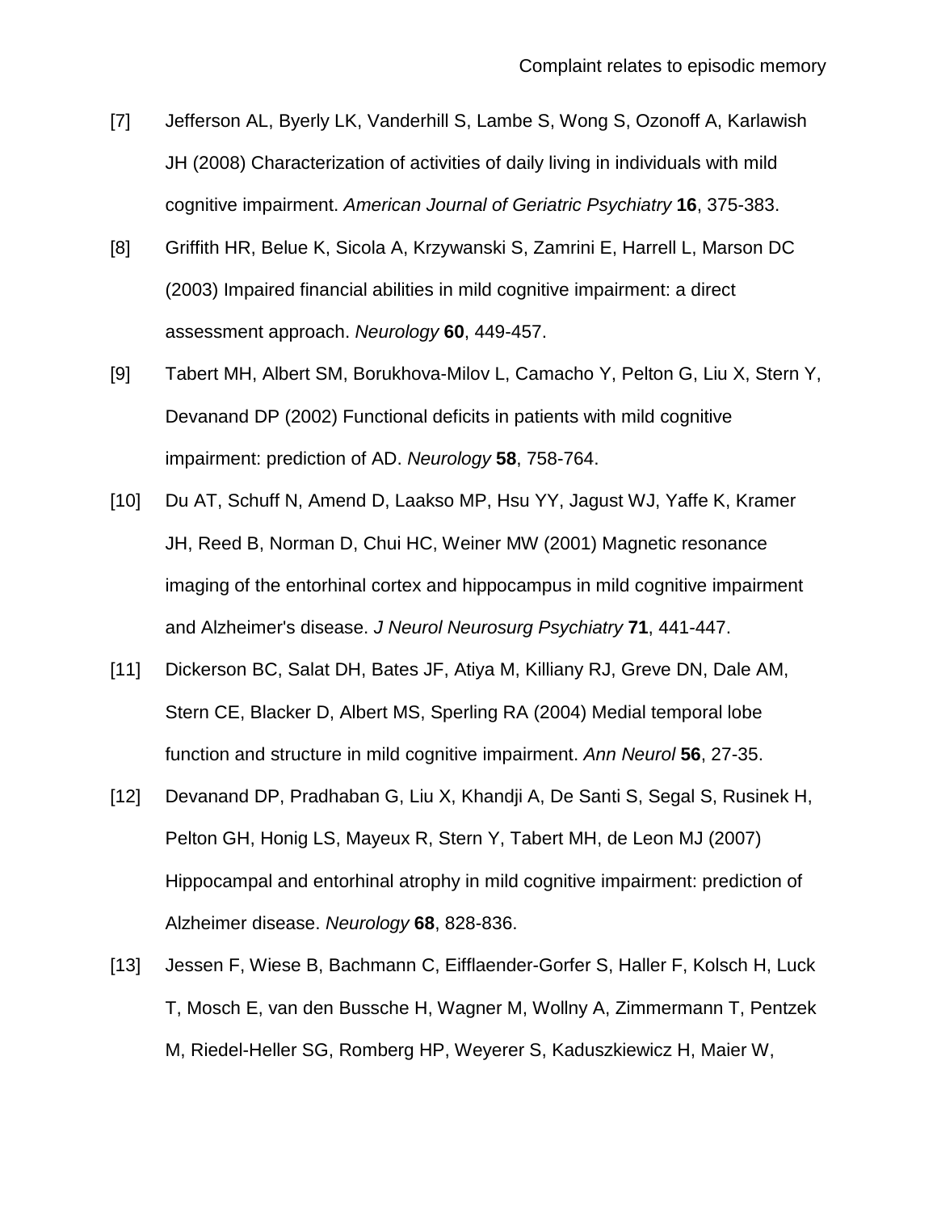[7] Jefferson AL, Byerly LK, Vanderhill S, Lambe S, Wong S, Ozonoff A, Karlawish JH (2008) Characterization of activities of daily living in individuals with mild cognitive impairment. *American Journal of Geriatric Psychiatry* **16**, 375-383.

[8] Griffith HR, Belue K, Sicola A, Krzywanski S, Zamrini E, Harrell L, Marson DC (2003) Impaired financial abilities in mild cognitive impairment: a direct assessment approach. *Neurology* **60**, 449-457.

[9] Tabert MH, Albert SM, Borukhova-Milov L, Camacho Y, Pelton G, Liu X, Stern Y, Devanand DP (2002) Functional deficits in patients with mild cognitive impairment: prediction of AD. *Neurology* **58**, 758-764.

[10] Du AT, Schuff N, Amend D, Laakso MP, Hsu YY, Jagust WJ, Yaffe K, Kramer JH, Reed B, Norman D, Chui HC, Weiner MW (2001) Magnetic resonance imaging of the entorhinal cortex and hippocampus in mild cognitive impairment and Alzheimer's disease. *J Neurol Neurosurg Psychiatry* **71**, 441-447.

[11] Dickerson BC, Salat DH, Bates JF, Atiya M, Killiany RJ, Greve DN, Dale AM, Stern CE, Blacker D, Albert MS, Sperling RA (2004) Medial temporal lobe function and structure in mild cognitive impairment. *Ann Neurol* **56**, 27-35.

[12] Devanand DP, Pradhaban G, Liu X, Khandji A, De Santi S, Segal S, Rusinek H, Pelton GH, Honig LS, Mayeux R, Stern Y, Tabert MH, de Leon MJ (2007) Hippocampal and entorhinal atrophy in mild cognitive impairment: prediction of Alzheimer disease. *Neurology* **68**, 828-836.

[13] Jessen F, Wiese B, Bachmann C, Eifflaender-Gorfer S, Haller F, Kolsch H, Luck T, Mosch E, van den Bussche H, Wagner M, Wollny A, Zimmermann T, Pentzek M, Riedel-Heller SG, Romberg HP, Weyerer S, Kaduszkiewicz H, Maier W,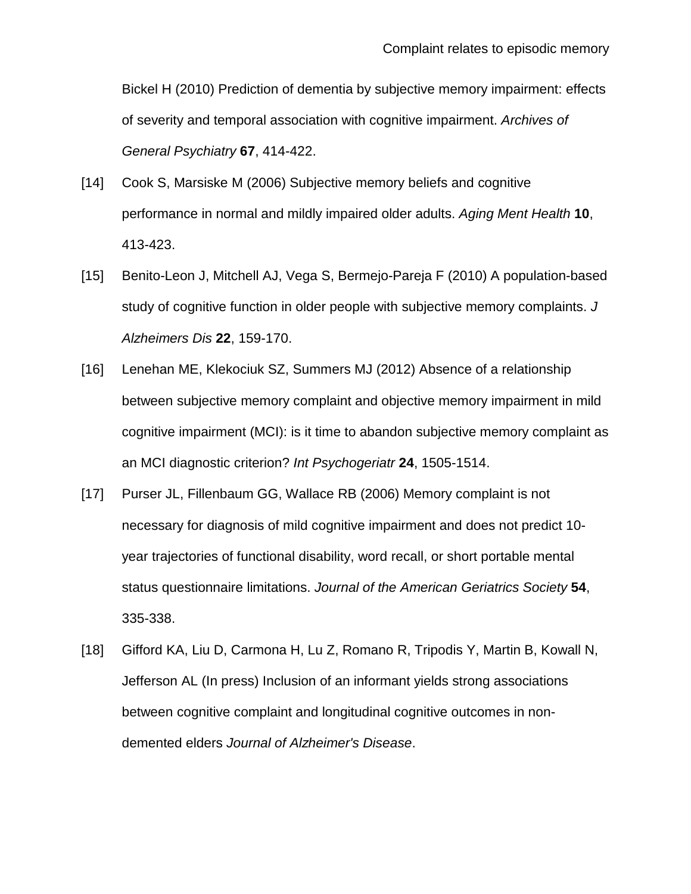Bickel H (2010) Prediction of dementia by subjective memory impairment: effects of severity and temporal association with cognitive impairment. *Archives of General Psychiatry* **67**, 414-422.

[14] Cook S, Marsiske M (2006) Subjective memory beliefs and cognitive performance in normal and mildly impaired older adults. *Aging Ment Health* **10**, 413-423.

[15] Benito-Leon J, Mitchell AJ, Vega S, Bermejo-Pareja F (2010) A population-based study of cognitive function in older people with subjective memory complaints. *J Alzheimers Dis* **22**, 159-170.

[16] Lenehan ME, Klekociuk SZ, Summers MJ (2012) Absence of a relationship between subjective memory complaint and objective memory impairment in mild cognitive impairment (MCI): is it time to abandon subjective memory complaint as an MCI diagnostic criterion? *Int Psychogeriatr* **24**, 1505-1514.

[17] Purser JL, Fillenbaum GG, Wallace RB (2006) Memory complaint is not necessary for diagnosis of mild cognitive impairment and does not predict 10-year trajectories of functional disability, word recall, or short portable mental status questionnaire limitations. *Journal of the American Geriatrics Society* **54**, 335-338.

[18] Gifford KA, Liu D, Carmona H, Lu Z, Romano R, Tripodis Y, Martin B, Kowall N, Jefferson AL (In press) Inclusion of an informant yields strong associations between cognitive complaint and longitudinal cognitive outcomes in non-demented elders *Journal of Alzheimer's Disease*.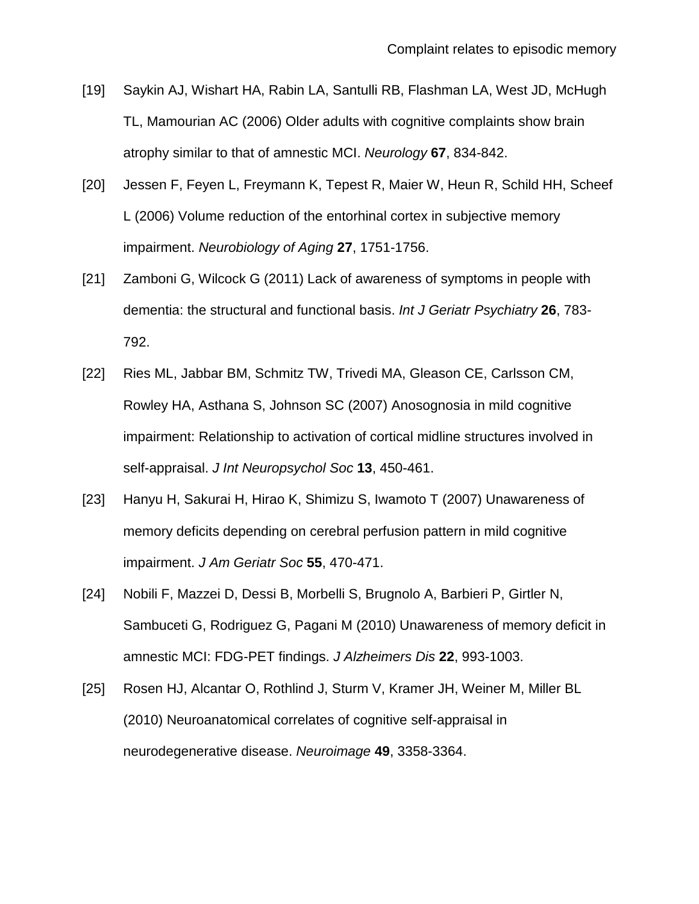[19] Saykin AJ, Wishart HA, Rabin LA, Santulli RB, Flashman LA, West JD, McHugh TL, Mamourian AC (2006) Older adults with cognitive complaints show brain atrophy similar to that of amnestic MCI. *Neurology* **67**, 834-842.

[20] Jessen F, Feyen L, Freymann K, Tepest R, Maier W, Heun R, Schild HH, Scheef L (2006) Volume reduction of the entorhinal cortex in subjective memory impairment. *Neurobiology of Aging* **27**, 1751-1756.

[21] Zamboni G, Wilcock G (2011) Lack of awareness of symptoms in people with dementia: the structural and functional basis. *Int J Geriatr Psychiatry* **26**, 783-792.

[22] Ries ML, Jabbar BM, Schmitz TW, Trivedi MA, Gleason CE, Carlsson CM, Rowley HA, Asthana S, Johnson SC (2007) Anosognosia in mild cognitive impairment: Relationship to activation of cortical midline structures involved in self-appraisal. *J Int Neuropsychol Soc* **13**, 450-461.

[23] Hanyu H, Sakurai H, Hirao K, Shimizu S, Iwamoto T (2007) Unawareness of memory deficits depending on cerebral perfusion pattern in mild cognitive impairment. *J Am Geriatr Soc* **55**, 470-471.

[24] Nobili F, Mazzei D, Dessi B, Morbelli S, Brugnolo A, Barbieri P, Girtler N, Sambuceti G, Rodriguez G, Pagani M (2010) Unawareness of memory deficit in amnestic MCI: FDG-PET findings. *J Alzheimers Dis* **22**, 993-1003.

[25] Rosen HJ, Alcantar O, Rothlind J, Sturm V, Kramer JH, Weiner M, Miller BL (2010) Neuroanatomical correlates of cognitive self-appraisal in neurodegenerative disease. *Neuroimage* **49**, 3358-3364.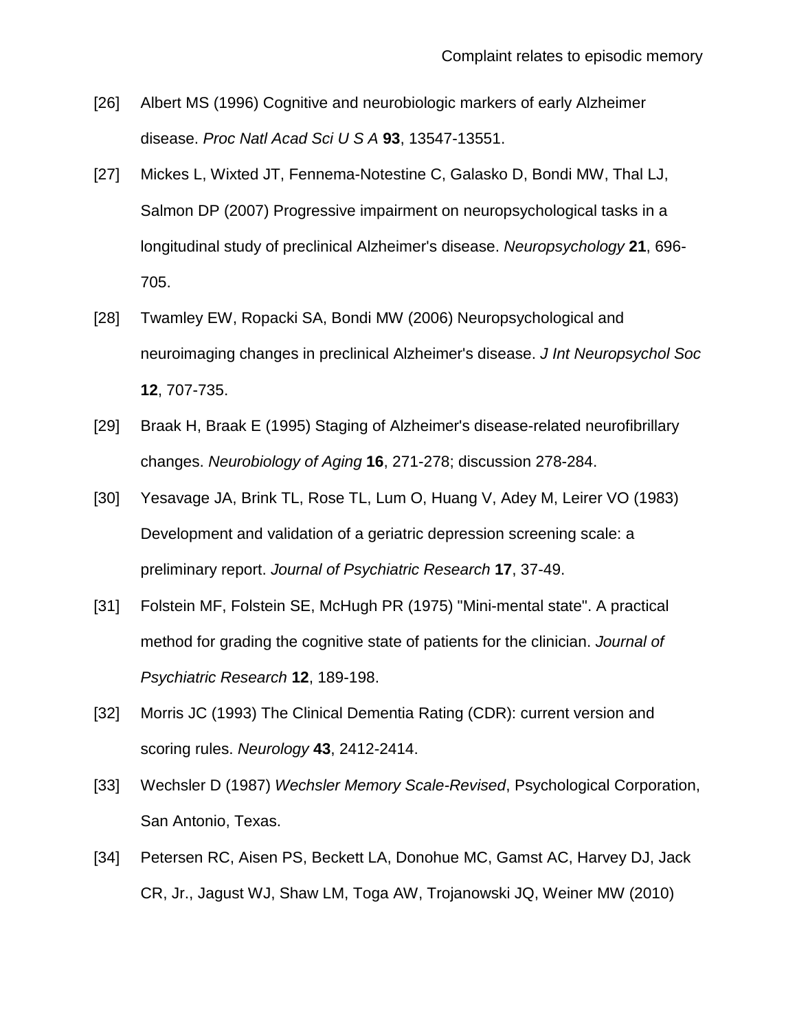[26] Albert MS (1996) Cognitive and neurobiologic markers of early Alzheimer disease. *Proc Natl Acad Sci U S A* **93**, 13547-13551.

[27] Mickes L, Wixted JT, Fennema-Notestine C, Galasko D, Bondi MW, Thal LJ, Salmon DP (2007) Progressive impairment on neuropsychological tasks in a longitudinal study of preclinical Alzheimer's disease. *Neuropsychology* **21**, 696-705.

[28] Twamley EW, Ropacki SA, Bondi MW (2006) Neuropsychological and neuroimaging changes in preclinical Alzheimer's disease. *J Int Neuropsychol Soc* **12**, 707-735.

[29] Braak H, Braak E (1995) Staging of Alzheimer's disease-related neurofibrillary changes. *Neurobiology of Aging* **16**, 271-278; discussion 278-284.

[30] Yesavage JA, Brink TL, Rose TL, Lum O, Huang V, Adey M, Leirer VO (1983) Development and validation of a geriatric depression screening scale: a preliminary report. *Journal of Psychiatric Research* **17**, 37-49.

[31] Folstein MF, Folstein SE, McHugh PR (1975) "Mini-mental state". A practical method for grading the cognitive state of patients for the clinician. *Journal of Psychiatric Research* **12**, 189-198.

[32] Morris JC (1993) The Clinical Dementia Rating (CDR): current version and scoring rules. *Neurology* **43**, 2412-2414.

[33] Wechsler D (1987) *Wechsler Memory Scale-Revised*, Psychological Corporation, San Antonio, Texas.

[34] Petersen RC, Aisen PS, Beckett LA, Donohue MC, Gamst AC, Harvey DJ, Jack CR, Jr., Jagust WJ, Shaw LM, Toga AW, Trojanowski JQ, Weiner MW (2010)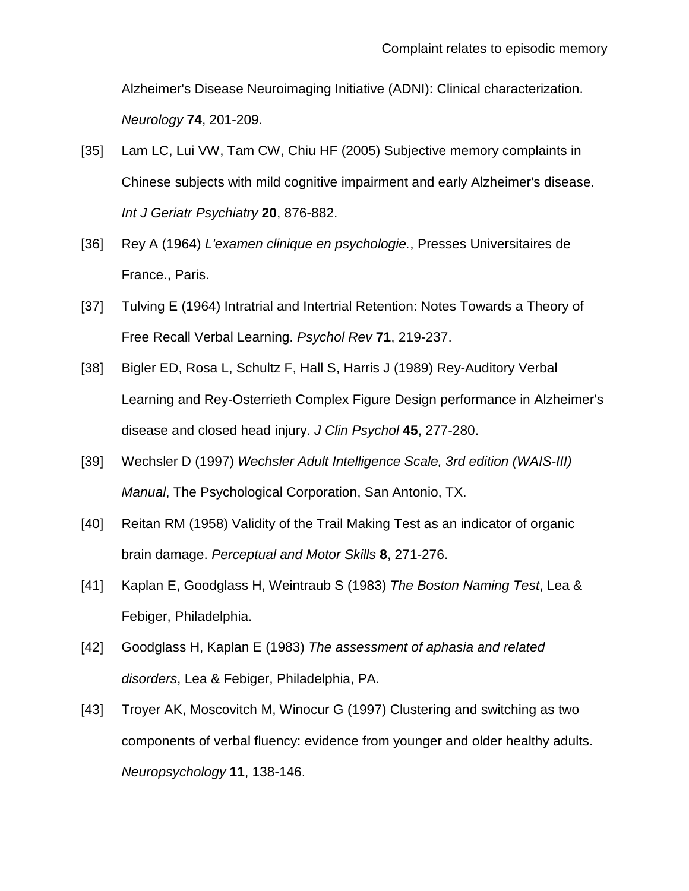Alzheimer's Disease Neuroimaging Initiative (ADNI): Clinical characterization. *Neurology* **74**, 201-209.

[35] Lam LC, Lui VW, Tam CW, Chiu HF (2005) Subjective memory complaints in Chinese subjects with mild cognitive impairment and early Alzheimer's disease. *Int J Geriatr Psychiatry* **20**, 876-882.

[36] Rey A (1964) *L'examen clinique en psychologie.*, Presses Universitaires de France., Paris.

[37] Tulving E (1964) Intratrial and Intertrial Retention: Notes Towards a Theory of Free Recall Verbal Learning. *Psychol Rev* **71**, 219-237.

[38] Bigler ED, Rosa L, Schultz F, Hall S, Harris J (1989) Rey-Auditory Verbal Learning and Rey-Osterrieth Complex Figure Design performance in Alzheimer's disease and closed head injury. *J Clin Psychol* **45**, 277-280.

[39] Wechsler D (1997) *Wechsler Adult Intelligence Scale, 3rd edition (WAIS-III) Manual*, The Psychological Corporation, San Antonio, TX.

[40] Reitan RM (1958) Validity of the Trail Making Test as an indicator of organic brain damage. *Perceptual and Motor Skills* **8**, 271-276.

[41] Kaplan E, Goodglass H, Weintraub S (1983) *The Boston Naming Test*, Lea & Febiger, Philadelphia.

[42] Goodglass H, Kaplan E (1983) *The assessment of aphasia and related disorders*, Lea & Febiger, Philadelphia, PA.

[43] Troyer AK, Moscovitch M, Winocur G (1997) Clustering and switching as two components of verbal fluency: evidence from younger and older healthy adults. *Neuropsychology* **11**, 138-146.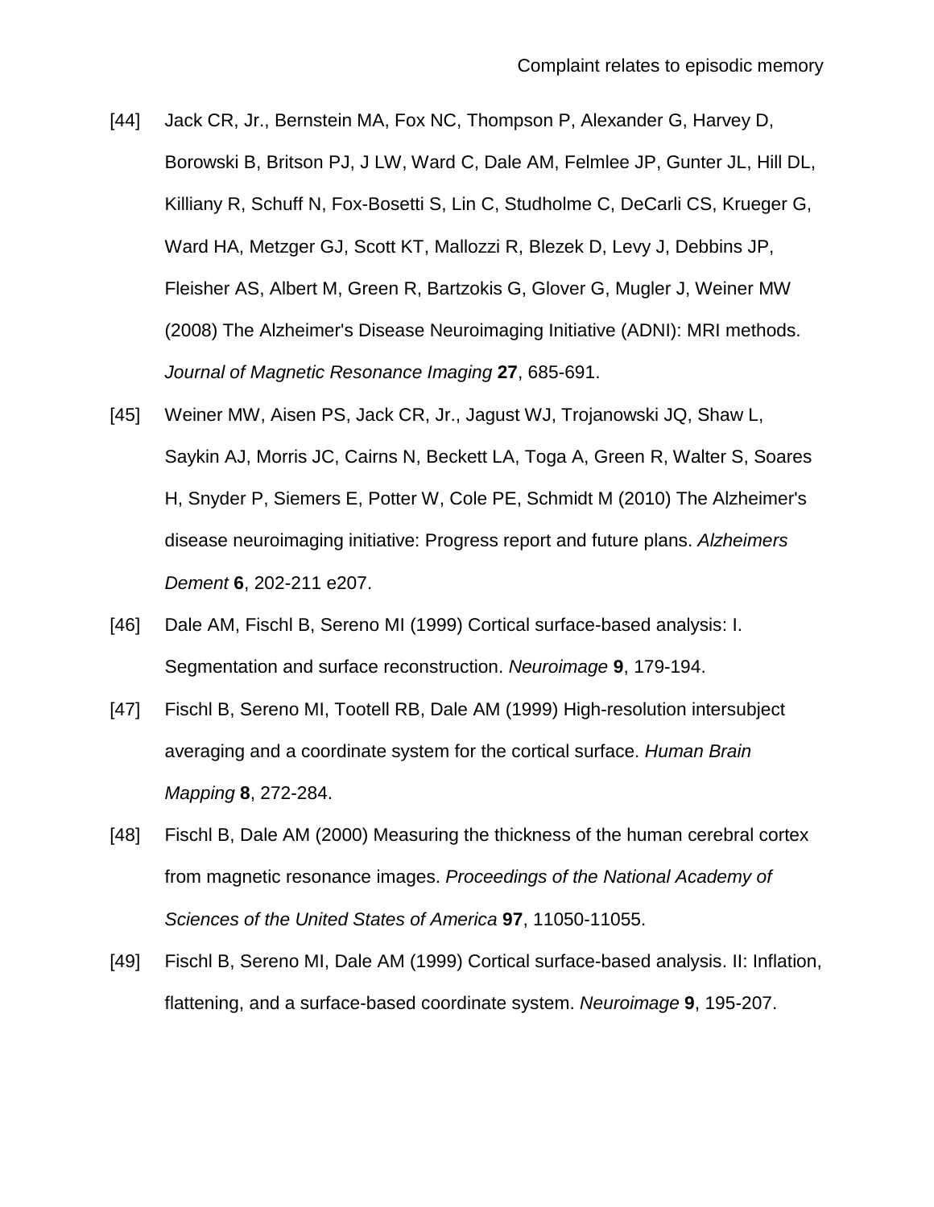[44] Jack CR, Jr., Bernstein MA, Fox NC, Thompson P, Alexander G, Harvey D, Borowski B, Britson PJ, J LW, Ward C, Dale AM, Felmlee JP, Gunter JL, Hill DL, Killiany R, Schuff N, Fox-Bosetti S, Lin C, Studholme C, DeCarli CS, Krueger G, Ward HA, Metzger GJ, Scott KT, Mallozzi R, Blezek D, Levy J, Debbins JP, Fleisher AS, Albert M, Green R, Bartzokis G, Glover G, Mugler J, Weiner MW (2008) The Alzheimer's Disease Neuroimaging Initiative (ADNI): MRI methods. *Journal of Magnetic Resonance Imaging* **27**, 685-691.

[45] Weiner MW, Aisen PS, Jack CR, Jr., Jagust WJ, Trojanowski JQ, Shaw L, Saykin AJ, Morris JC, Cairns N, Beckett LA, Toga A, Green R, Walter S, Soares H, Snyder P, Siemers E, Potter W, Cole PE, Schmidt M (2010) The Alzheimer's disease neuroimaging initiative: Progress report and future plans. *Alzheimers Dement* **6**, 202-211 e207.

[46] Dale AM, Fischl B, Sereno MI (1999) Cortical surface-based analysis: I. Segmentation and surface reconstruction. *Neuroimage* **9**, 179-194.

[47] Fischl B, Sereno MI, Tootell RB, Dale AM (1999) High-resolution intersubject averaging and a coordinate system for the cortical surface. *Human Brain Mapping* **8**, 272-284.

[48] Fischl B, Dale AM (2000) Measuring the thickness of the human cerebral cortex from magnetic resonance images. *Proceedings of the National Academy of Sciences of the United States of America* **97**, 11050-11055.

[49] Fischl B, Sereno MI, Dale AM (1999) Cortical surface-based analysis. II: Inflation, flattening, and a surface-based coordinate system. *Neuroimage* **9**, 195-207.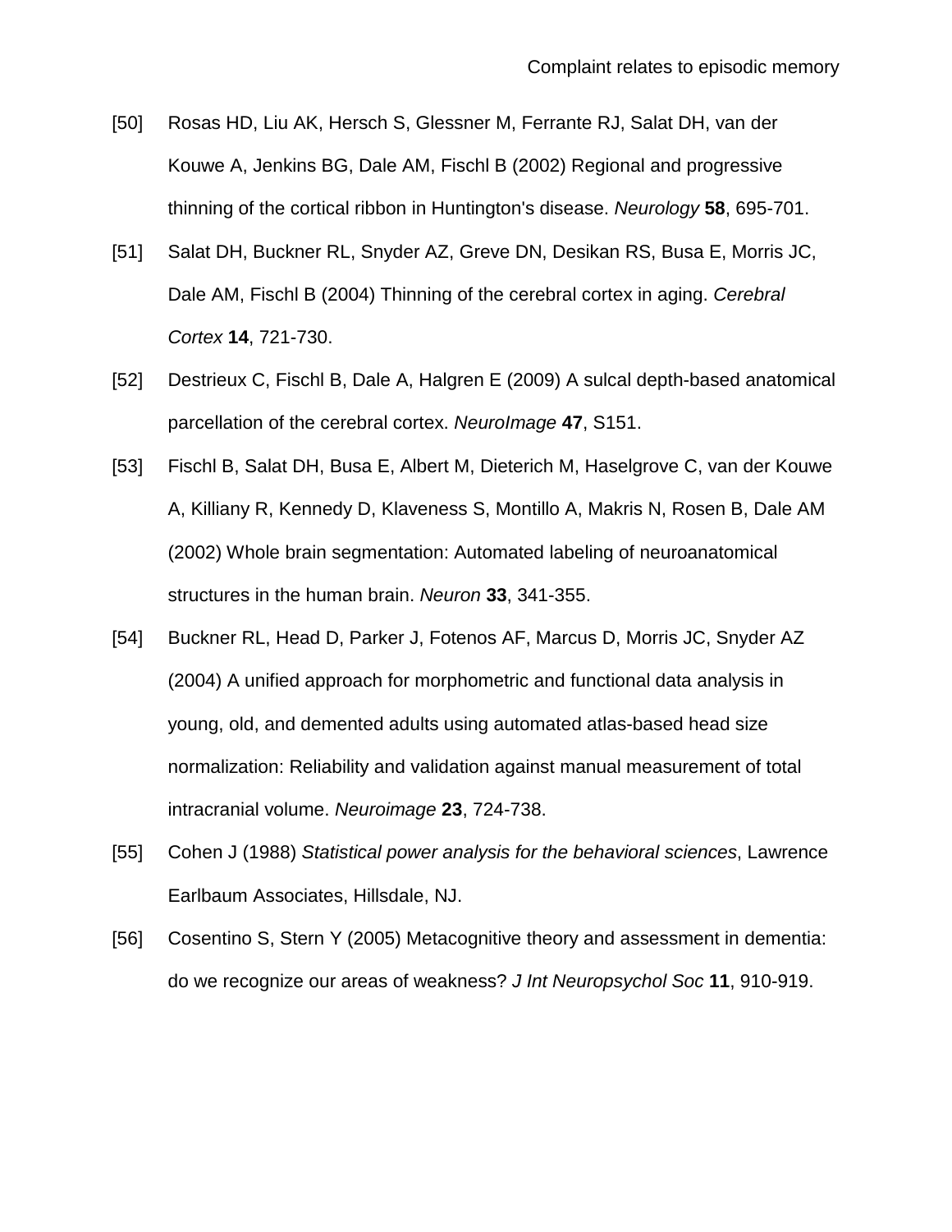[50] Rosas HD, Liu AK, Hersch S, Glessner M, Ferrante RJ, Salat DH, van der Kouwe A, Jenkins BG, Dale AM, Fischl B (2002) Regional and progressive thinning of the cortical ribbon in Huntington's disease. *Neurology* **58**, 695-701.

[51] Salat DH, Buckner RL, Snyder AZ, Greve DN, Desikan RS, Busa E, Morris JC, Dale AM, Fischl B (2004) Thinning of the cerebral cortex in aging. *Cerebral Cortex* **14**, 721-730.

[52] Destrieux C, Fischl B, Dale A, Halgren E (2009) A sulcal depth-based anatomical parcellation of the cerebral cortex. *NeuroImage* **47**, S151.

[53] Fischl B, Salat DH, Busa E, Albert M, Dieterich M, Haselgrove C, van der Kouwe A, Killiany R, Kennedy D, Klaveness S, Montillo A, Makris N, Rosen B, Dale AM (2002) Whole brain segmentation: Automated labeling of neuroanatomical structures in the human brain. *Neuron* **33**, 341-355.

[54] Buckner RL, Head D, Parker J, Fotenos AF, Marcus D, Morris JC, Snyder AZ (2004) A unified approach for morphometric and functional data analysis in young, old, and demented adults using automated atlas-based head size normalization: Reliability and validation against manual measurement of total intracranial volume. *Neuroimage* **23**, 724-738.

[55] Cohen J (1988) *Statistical power analysis for the behavioral sciences*, Lawrence Earlbaum Associates, Hillsdale, NJ.

[56] Cosentino S, Stern Y (2005) Metacognitive theory and assessment in dementia: do we recognize our areas of weakness? *J Int Neuropsychol Soc* **11**, 910-919.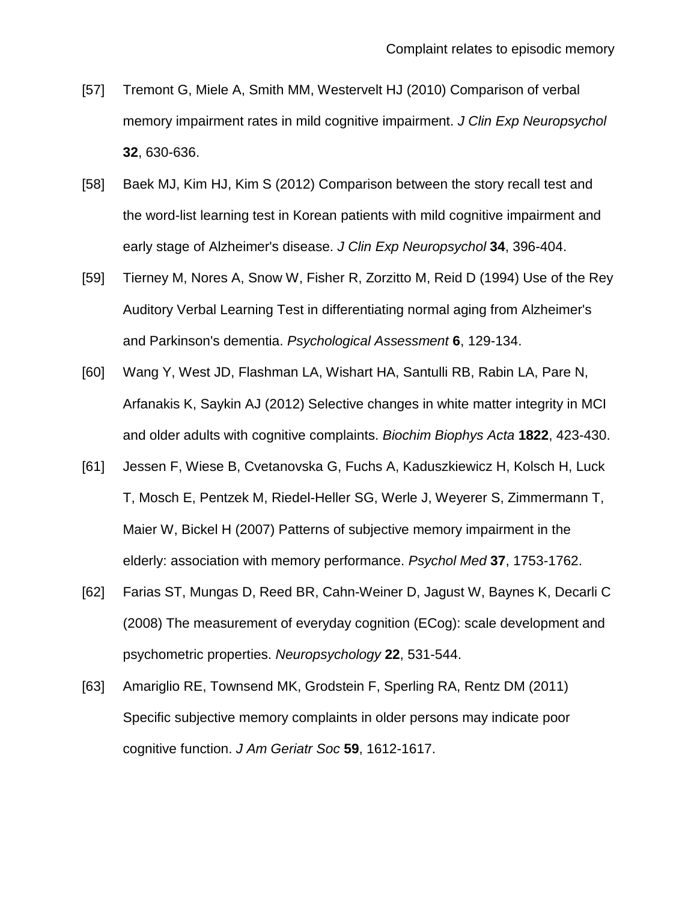[57] Tremont G, Miele A, Smith MM, Westervelt HJ (2010) Comparison of verbal memory impairment rates in mild cognitive impairment. *J Clin Exp Neuropsychol* **32**, 630-636.

[58] Baek MJ, Kim HJ, Kim S (2012) Comparison between the story recall test and the word-list learning test in Korean patients with mild cognitive impairment and early stage of Alzheimer's disease. *J Clin Exp Neuropsychol* **34**, 396-404.

[59] Tierney M, Nores A, Snow W, Fisher R, Zorzitto M, Reid D (1994) Use of the Rey Auditory Verbal Learning Test in differentiating normal aging from Alzheimer's and Parkinson's dementia. *Psychological Assessment* **6**, 129-134.

[60] Wang Y, West JD, Flashman LA, Wishart HA, Santulli RB, Rabin LA, Pare N, Arfanakis K, Saykin AJ (2012) Selective changes in white matter integrity in MCI and older adults with cognitive complaints. *Biochim Biophys Acta* **1822**, 423-430.

[61] Jessen F, Wiese B, Cvetanovska G, Fuchs A, Kaduszkiewicz H, Kolsch H, Luck T, Mosch E, Pentzek M, Riedel-Heller SG, Werle J, Weyerer S, Zimmermann T, Maier W, Bickel H (2007) Patterns of subjective memory impairment in the elderly: association with memory performance. *Psychol Med* **37**, 1753-1762.

[62] Farias ST, Mungas D, Reed BR, Cahn-Weiner D, Jagust W, Baynes K, Decarli C (2008) The measurement of everyday cognition (ECog): scale development and psychometric properties. *Neuropsychology* **22**, 531-544.

[63] Amariglio RE, Townsend MK, Grodstein F, Sperling RA, Rentz DM (2011) Specific subjective memory complaints in older persons may indicate poor cognitive function. *J Am Geriatr Soc* **59**, 1612-1617.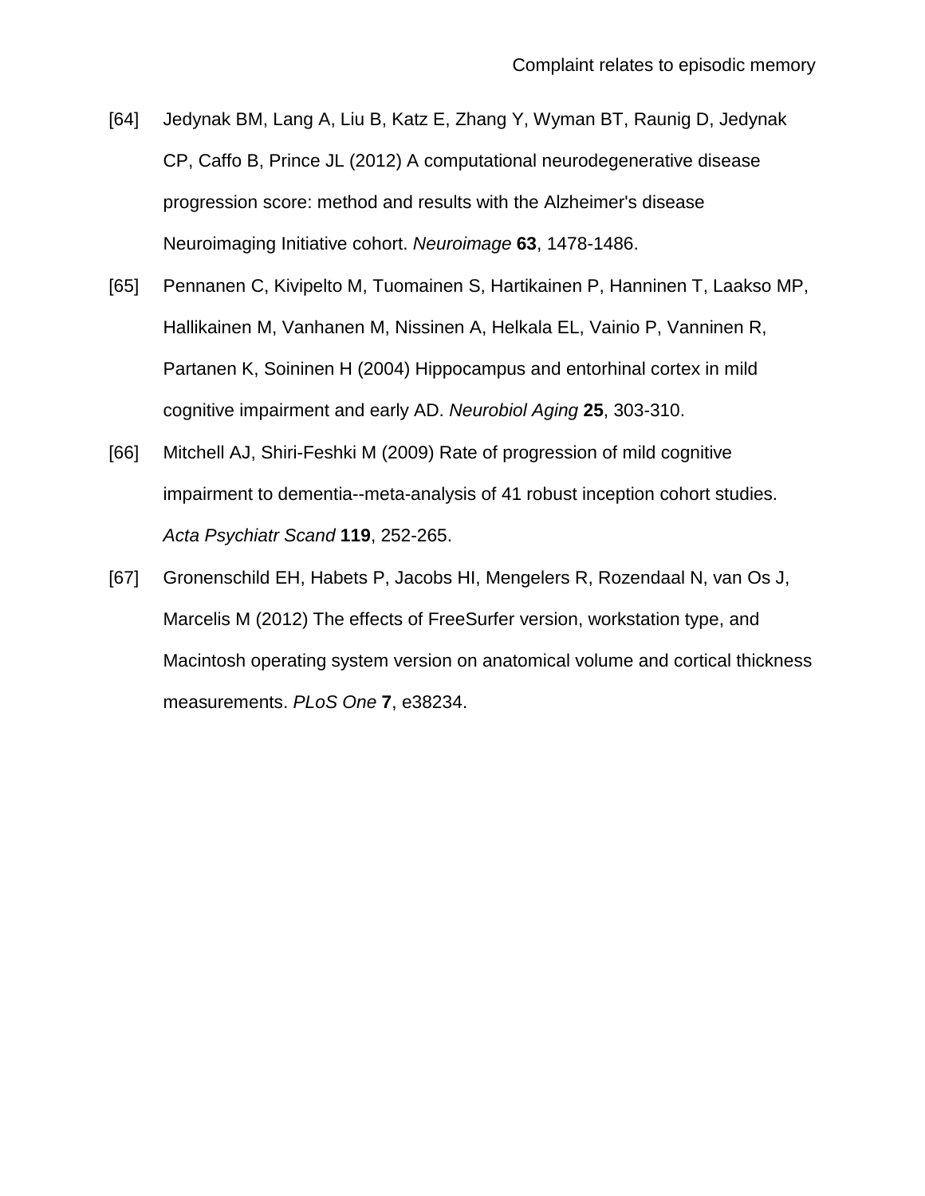[64] Jedynak BM, Lang A, Liu B, Katz E, Zhang Y, Wyman BT, Raunig D, Jedynak CP, Caffo B, Prince JL (2012) A computational neurodegenerative disease progression score: method and results with the Alzheimer's disease Neuroimaging Initiative cohort. *Neuroimage* **63**, 1478-1486.

[65] Pennanen C, Kivipelto M, Tuomainen S, Hartikainen P, Hanninen T, Laakso MP, Hallikainen M, Vanhanen M, Nissinen A, Helkala EL, Vainio P, Vanninen R, Partanen K, Soininen H (2004) Hippocampus and entorhinal cortex in mild cognitive impairment and early AD. *Neurobiol Aging* **25**, 303-310.

[66] Mitchell AJ, Shiri-Feshki M (2009) Rate of progression of mild cognitive impairment to dementia--meta-analysis of 41 robust inception cohort studies. *Acta Psychiatr Scand* **119**, 252-265.

[67] Gronenschild EH, Habets P, Jacobs HI, Mengelers R, Rozendaal N, van Os J, Marcelis M (2012) The effects of FreeSurfer version, workstation type, and Macintosh operating system version on anatomical volume and cortical thickness measurements. *PLoS One* **7**, e38234.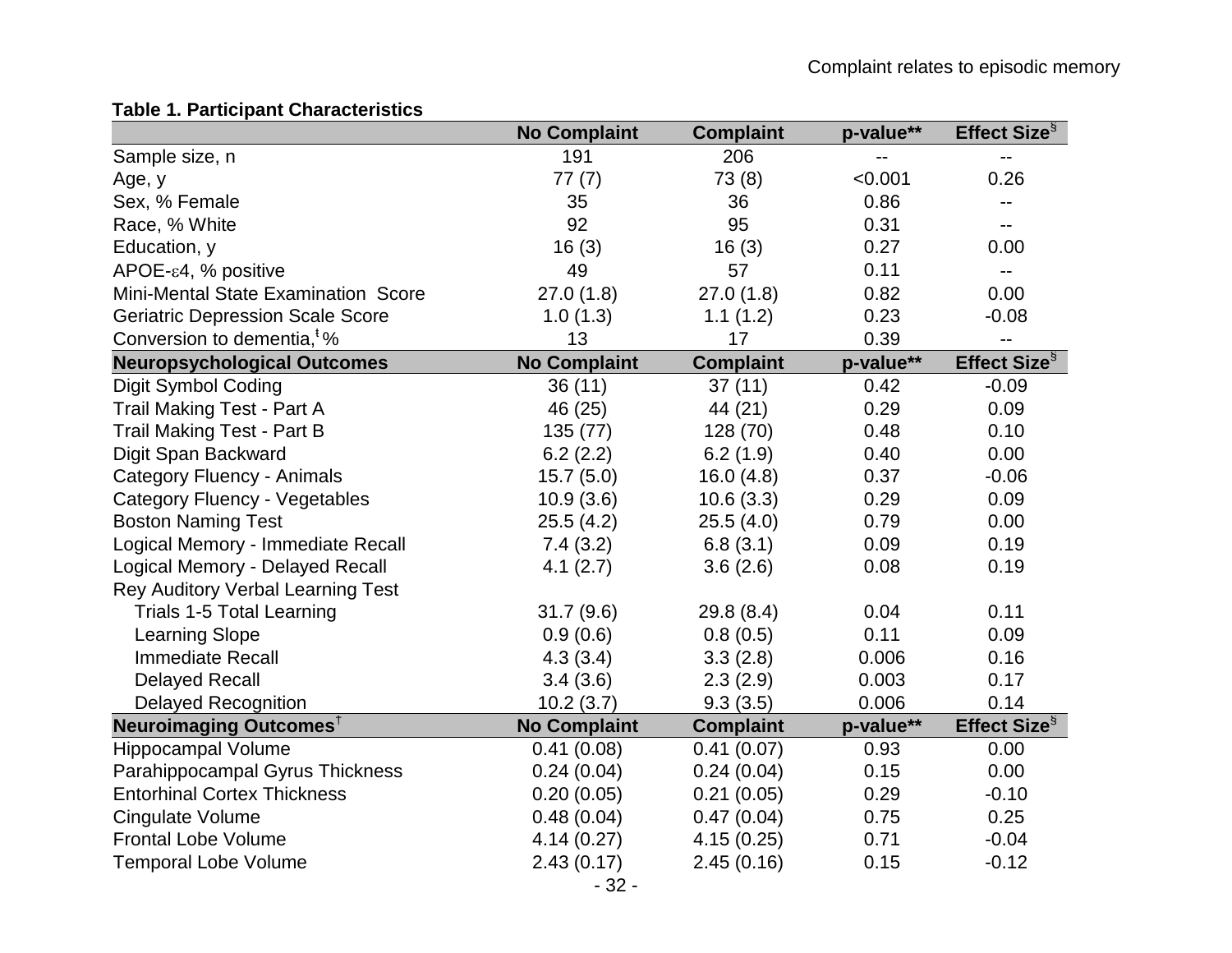**Table 1. Participant Characteristics**

| | No Complaint | Complaint | p-value** | Effect Size[§] |
|---|---|---|---|---|
| Sample size, n | 191 | 206 | -- | -- |
| Age, y | 77 (7) | 73 (8) | <0.001 | 0.26 |
| Sex, % Female | 35 | 36 | 0.86 | -- |
| Race, % White | 92 | 95 | 0.31 | -- |
| Education, y | 16 (3) | 16 (3) | 0.27 | 0.00 |
| APOE-ε4, % positive | 49 | 57 | 0.11 | -- |
| Mini-Mental State Examination Score | 27.0 (1.8) | 27.0 (1.8) | 0.82 | 0.00 |
| Geriatric Depression Scale Score | 1.0 (1.3) | 1.1 (1.2) | 0.23 | -0.08 |
| Conversion to dementia,[ǂ] % | 13 | 17 | 0.39 | -- |
| **Neuropsychological Outcomes** | **No Complaint** | **Complaint** | **p-value**** | **Effect Size[§]** |
| Digit Symbol Coding | 36 (11) | 37 (11) | 0.42 | -0.09 |
| Trail Making Test - Part A | 46 (25) | 44 (21) | 0.29 | 0.09 |
| Trail Making Test - Part B | 135 (77) | 128 (70) | 0.48 | 0.10 |
| Digit Span Backward | 6.2 (2.2) | 6.2 (1.9) | 0.40 | 0.00 |
| Category Fluency - Animals | 15.7 (5.0) | 16.0 (4.8) | 0.37 | -0.06 |
| Category Fluency - Vegetables | 10.9 (3.6) | 10.6 (3.3) | 0.29 | 0.09 |
| Boston Naming Test | 25.5 (4.2) | 25.5 (4.0) | 0.79 | 0.00 |
| Logical Memory - Immediate Recall | 7.4 (3.2) | 6.8 (3.1) | 0.09 | 0.19 |
| Logical Memory - Delayed Recall | 4.1 (2.7) | 3.6 (2.6) | 0.08 | 0.19 |
| Rey Auditory Verbal Learning Test | | | | |
| Trials 1-5 Total Learning | 31.7 (9.6) | 29.8 (8.4) | 0.04 | 0.11 |
| Learning Slope | 0.9 (0.6) | 0.8 (0.5) | 0.11 | 0.09 |
| Immediate Recall | 4.3 (3.4) | 3.3 (2.8) | 0.006 | 0.16 |
| Delayed Recall | 3.4 (3.6) | 2.3 (2.9) | 0.003 | 0.17 |
| Delayed Recognition | 10.2 (3.7) | 9.3 (3.5) | 0.006 | 0.14 |
| **Neuroimaging Outcomes[†]** | **No Complaint** | **Complaint** | **p-value**** | **Effect Size[§]** |
| Hippocampal Volume | 0.41 (0.08) | 0.41 (0.07) | 0.93 | 0.00 |
| Parahippocampal Gyrus Thickness | 0.24 (0.04) | 0.24 (0.04) | 0.15 | 0.00 |
| Entorhinal Cortex Thickness | 0.20 (0.05) | 0.21 (0.05) | 0.29 | -0.10 |
| Cingulate Volume | 0.48 (0.04) | 0.47 (0.04) | 0.75 | 0.25 |
| Frontal Lobe Volume | 4.14 (0.27) | 4.15 (0.25) | 0.71 | -0.04 |
| Temporal Lobe Volume | 2.43 (0.17) | 2.45 (0.16) | 0.15 | -0.12 |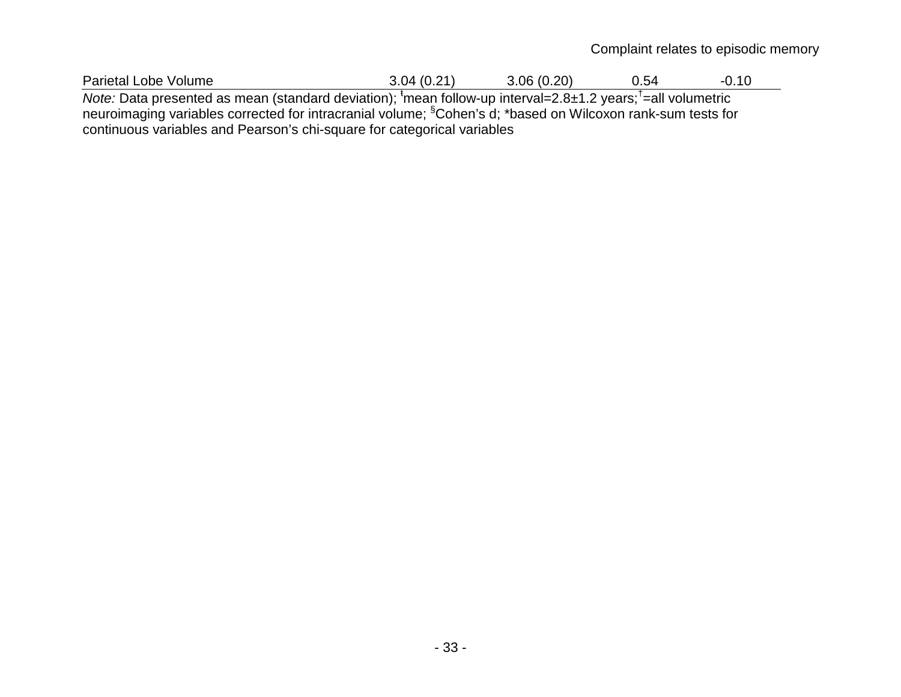Complaint relates to episodic memory

| | | | | |
|---|---|---|---|---|
| Parietal Lobe Volume | 3.04 (0.21) | 3.06 (0.20) | 0.54 | -0.10 |

*Note:* Data presented as mean (standard deviation); [ŧ]mean follow-up interval=2.8±1.2 years;[†]=all volumetric neuroimaging variables corrected for intracranial volume; [§]Cohen's d; *based on Wilcoxon rank-sum tests for continuous variables and Pearson's chi-square for categorical variables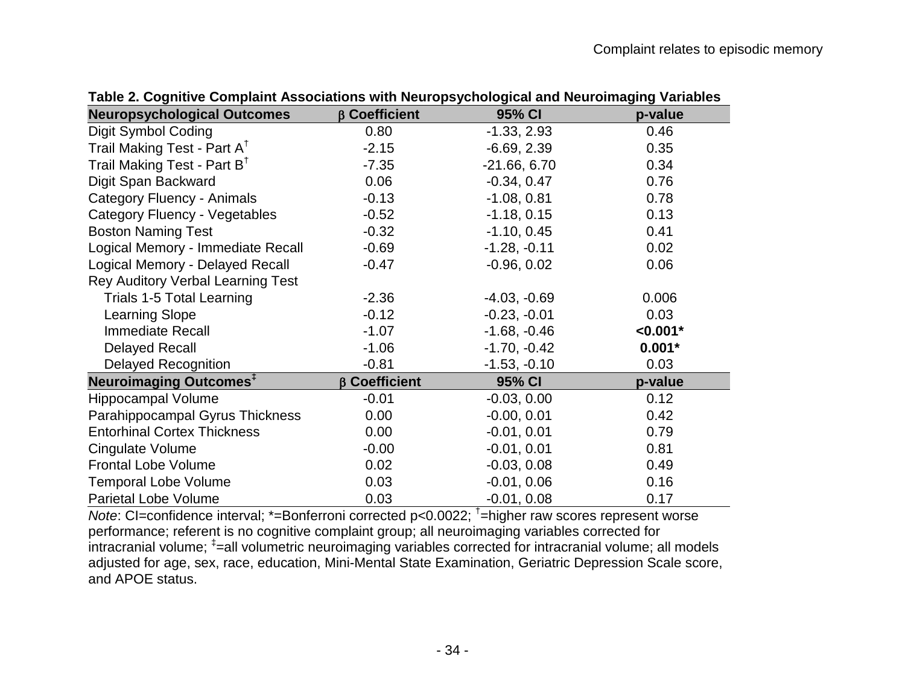**Table 2. Cognitive Complaint Associations with Neuropsychological and Neuroimaging Variables**

| Neuropsychological Outcomes | β Coefficient | 95% CI | p-value |
|---|---|---|---|
| Digit Symbol Coding | 0.80 | -1.33, 2.93 | 0.46 |
| Trail Making Test - Part A[†] | -2.15 | -6.69, 2.39 | 0.35 |
| Trail Making Test - Part B[†] | -7.35 | -21.66, 6.70 | 0.34 |
| Digit Span Backward | 0.06 | -0.34, 0.47 | 0.76 |
| Category Fluency - Animals | -0.13 | -1.08, 0.81 | 0.78 |
| Category Fluency - Vegetables | -0.52 | -1.18, 0.15 | 0.13 |
| Boston Naming Test | -0.32 | -1.10, 0.45 | 0.41 |
| Logical Memory - Immediate Recall | -0.69 | -1.28, -0.11 | 0.02 |
| Logical Memory - Delayed Recall | -0.47 | -0.96, 0.02 | 0.06 |
| Rey Auditory Verbal Learning Test | | | |
| Trials 1-5 Total Learning | -2.36 | -4.03, -0.69 | 0.006 |
| Learning Slope | -0.12 | -0.23, -0.01 | 0.03 |
| Immediate Recall | -1.07 | -1.68, -0.46 | **<0.001*** |
| Delayed Recall | -1.06 | -1.70, -0.42 | **0.001*** |
| Delayed Recognition | -0.81 | -1.53, -0.10 | 0.03 |
| **Neuroimaging Outcomes[‡]** | **β Coefficient** | **95% CI** | **p-value** |
| Hippocampal Volume | -0.01 | -0.03, 0.00 | 0.12 |
| Parahippocampal Gyrus Thickness | 0.00 | -0.00, 0.01 | 0.42 |
| Entorhinal Cortex Thickness | 0.00 | -0.01, 0.01 | 0.79 |
| Cingulate Volume | -0.00 | -0.01, 0.01 | 0.81 |
| Frontal Lobe Volume | 0.02 | -0.03, 0.08 | 0.49 |
| Temporal Lobe Volume | 0.03 | -0.01, 0.06 | 0.16 |
| Parietal Lobe Volume | 0.03 | -0.01, 0.08 | 0.17 |

*Note*: CI=confidence interval; *=Bonferroni corrected p<0.0022; [†]=higher raw scores represent worse performance; referent is no cognitive complaint group; all neuroimaging variables corrected for intracranial volume; [‡]=all volumetric neuroimaging variables corrected for intracranial volume; all models adjusted for age, sex, race, education, Mini-Mental State Examination, Geriatric Depression Scale score, and APOE status.